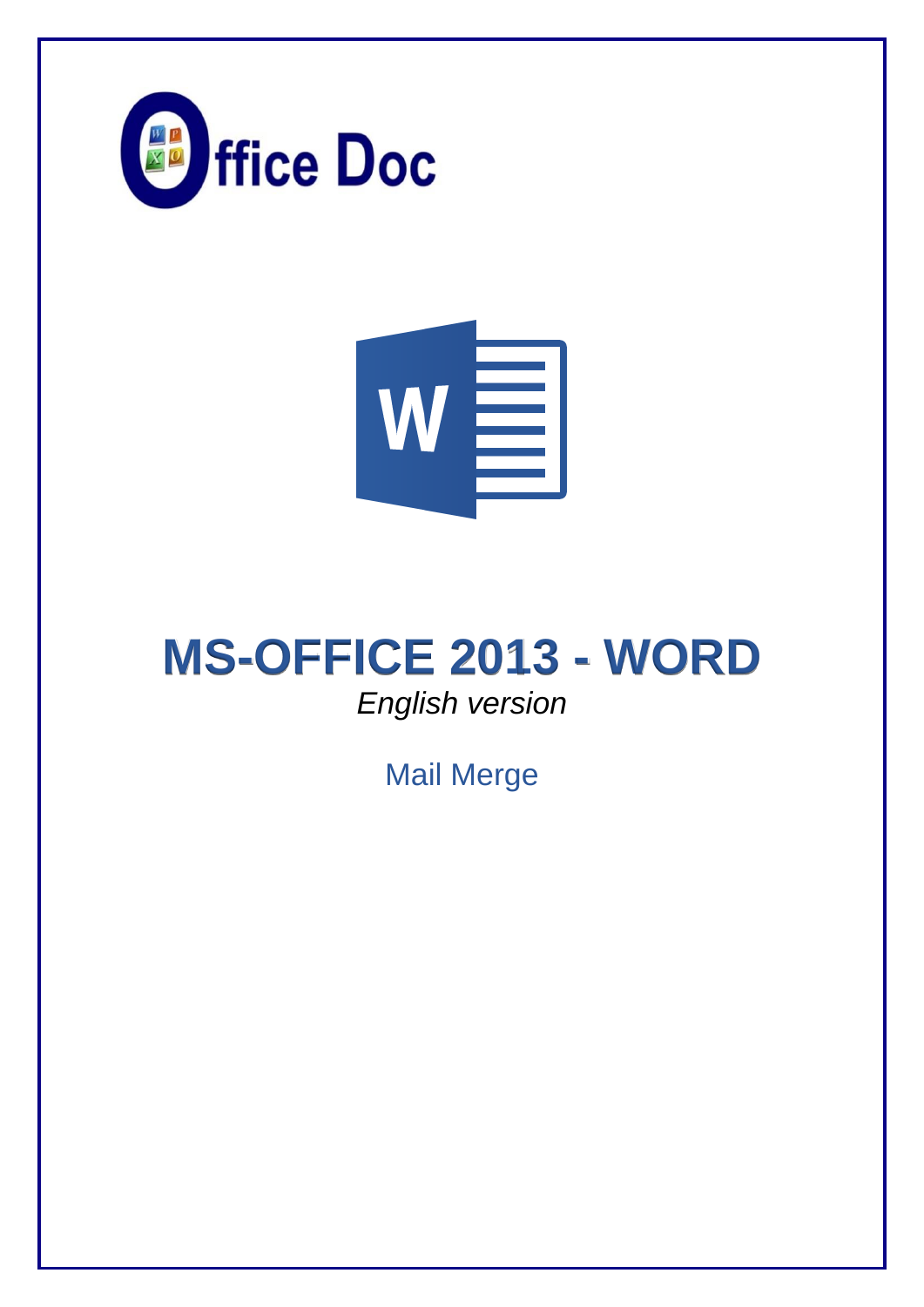Office Doc

# MS-OFFICE 2013 - WORD

*English version*

Mail Merge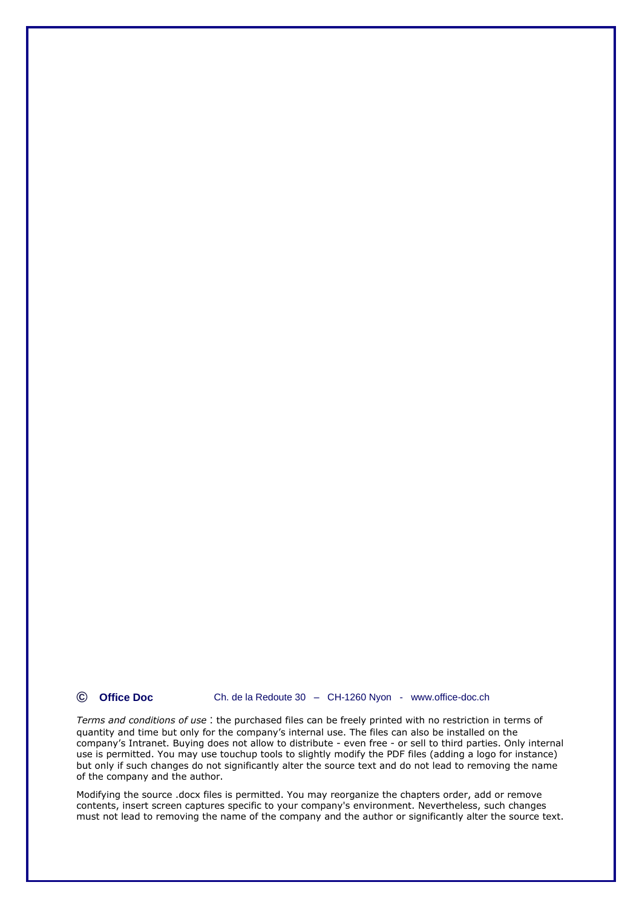© **Office Doc** Ch. de la Redoute 30 – CH-1260 Nyon - www.office-doc.ch

*Terms and conditions of use* : the purchased files can be freely printed with no restriction in terms of quantity and time but only for the company's internal use. The files can also be installed on the company's Intranet. Buying does not allow to distribute - even free - or sell to third parties. Only internal use is permitted. You may use touchup tools to slightly modify the PDF files (adding a logo for instance) but only if such changes do not significantly alter the source text and do not lead to removing the name of the company and the author.

Modifying the source .docx files is permitted. You may reorganize the chapters order, add or remove contents, insert screen captures specific to your company's environment. Nevertheless, such changes must not lead to removing the name of the company and the author or significantly alter the source text.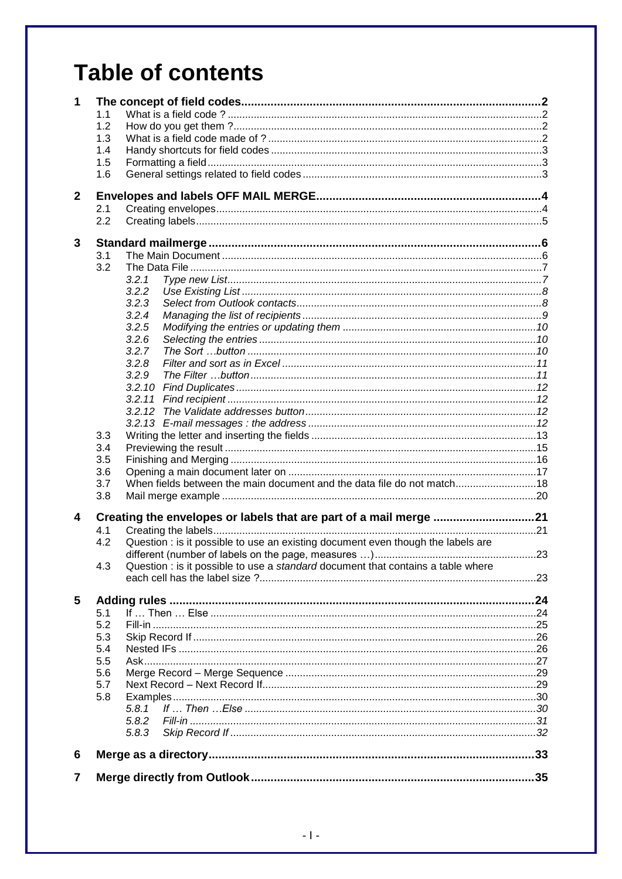# Table of contents

**1 The concept of field codes ........ 2**
- 1.1 What is a field code ? ........ 2
- 1.2 How do you get them ? ........ 2
- 1.3 What is a field code made of ? ........ 2
- 1.4 Handy shortcuts for field codes ........ 3
- 1.5 Formatting a field ........ 3
- 1.6 General settings related to field codes ........ 3

**2 Envelopes and labels OFF MAIL MERGE ........ 4**
- 2.1 Creating envelopes ........ 4
- 2.2 Creating labels ........ 5

**3 Standard mailmerge ........ 6**
- 3.1 The Main Document ........ 6
- 3.2 The Data File ........ 7
  - *3.2.1 Type new List ........ 7*
  - *3.2.2 Use Existing List ........ 8*
  - *3.2.3 Select from Outlook contacts ........ 8*
  - *3.2.4 Managing the list of recipients ........ 9*
  - *3.2.5 Modifying the entries or updating them ........ 10*
  - *3.2.6 Selecting the entries ........ 10*
  - *3.2.7 The Sort …button ........ 10*
  - *3.2.8 Filter and sort as in Excel ........ 11*
  - *3.2.9 The Filter …button ........ 11*
  - *3.2.10 Find Duplicates ........ 12*
  - *3.2.11 Find recipient ........ 12*
  - *3.2.12 The Validate addresses button ........ 12*
  - *3.2.13 E-mail messages : the address ........ 12*
- 3.3 Writing the letter and inserting the fields ........ 13
- 3.4 Previewing the result ........ 15
- 3.5 Finishing and Merging ........ 16
- 3.6 Opening a main document later on ........ 17
- 3.7 When fields between the main document and the data file do not match ........ 18
- 3.8 Mail merge example ........ 20

**4 Creating the envelopes or labels that are part of a mail merge ........ 21**
- 4.1 Creating the labels ........ 21
- 4.2 Question : is it possible to use an existing document even though the labels are different (number of labels on the page, measures …) ........ 23
- 4.3 Question : is it possible to use a *standard* document that contains a table where each cell has the label size ? ........ 23

**5 Adding rules ........ 24**
- 5.1 If … Then … Else ........ 24
- 5.2 Fill-in ........ 25
- 5.3 Skip Record If ........ 26
- 5.4 Nested IFs ........ 26
- 5.5 Ask ........ 27
- 5.6 Merge Record – Merge Sequence ........ 29
- 5.7 Next Record – Next Record If ........ 29
- 5.8 Examples ........ 30
  - *5.8.1 If … Then …Else ........ 30*
  - *5.8.2 Fill-in ........ 31*
  - *5.8.3 Skip Record If ........ 32*

**6 Merge as a directory ........ 33**

**7 Merge directly from Outlook ........ 35**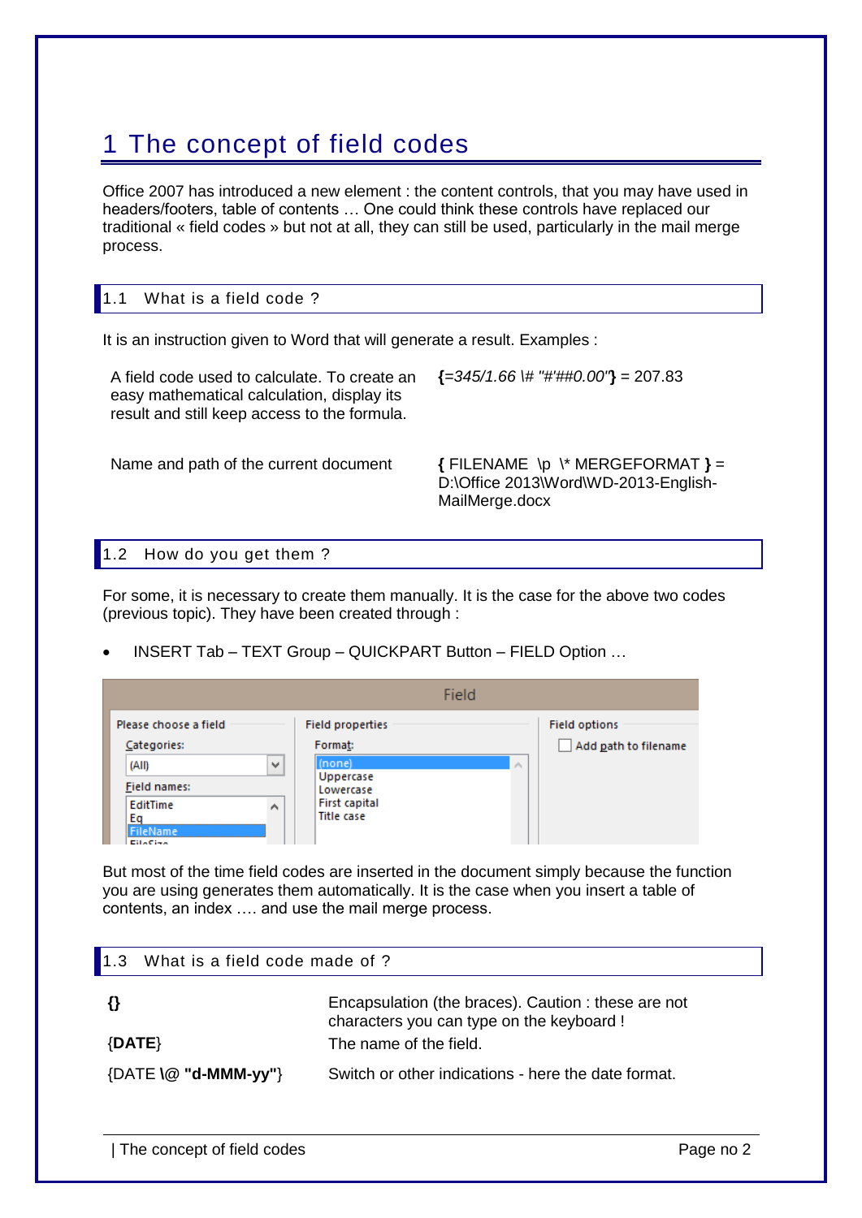# 1 The concept of field codes

Office 2007 has introduced a new element : the content controls, that you may have used in headers/footers, table of contents … One could think these controls have replaced our traditional « field codes » but not at all, they can still be used, particularly in the mail merge process.

## 1.1 What is a field code ?

It is an instruction given to Word that will generate a result. Examples :

| | |
|---|---|
| A field code used to calculate. To create an easy mathematical calculation, display its result and still keep access to the formula. | **{***=345/1.66 \# "#'##0.00"***}** = 207.83 |
| Name and path of the current document | **{** FILENAME \p \* MERGEFORMAT **}** = D:\Office 2013\Word\WD-2013-English-MailMerge.docx |

## 1.2 How do you get them ?

For some, it is necessary to create them manually. It is the case for the above two codes (previous topic). They have been created through :

- INSERT Tab – TEXT Group – QUICKPART Button – FIELD Option …

But most of the time field codes are inserted in the document simply because the function you are using generates them automatically. It is the case when you insert a table of contents, an index …. and use the mail merge process.

## 1.3 What is a field code made of ?

| | |
|---|---|
| **{}** | Encapsulation (the braces). Caution : these are not characters you can type on the keyboard ! |
| {**DATE**} | The name of the field. |
| {DATE **\@ "d-MMM-yy"**} | Switch or other indications - here the date format. |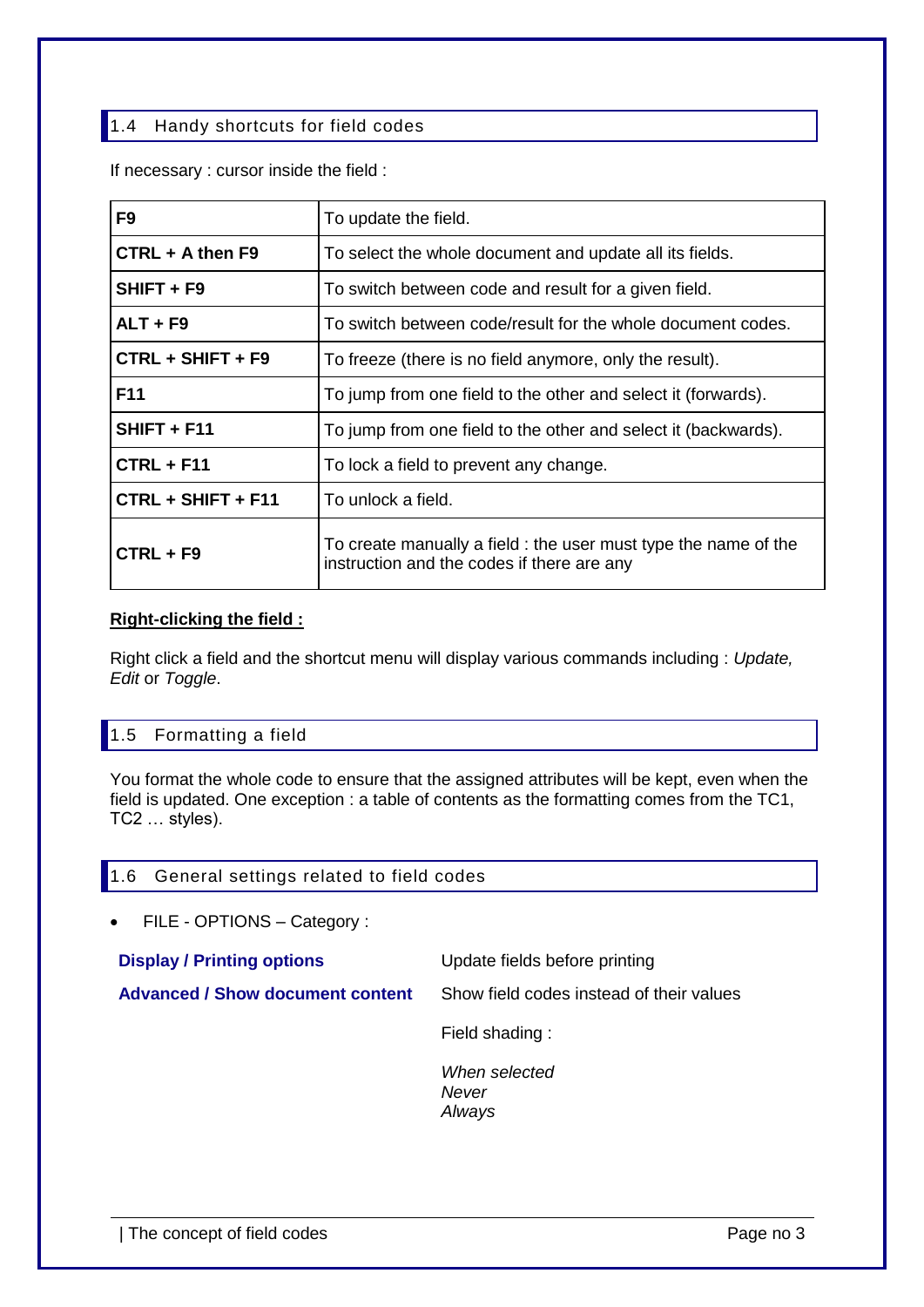## 1.4 Handy shortcuts for field codes

If necessary : cursor inside the field :

| | |
|---|---|
| **F9** | To update the field. |
| **CTRL + A then F9** | To select the whole document and update all its fields. |
| **SHIFT + F9** | To switch between code and result for a given field. |
| **ALT + F9** | To switch between code/result for the whole document codes. |
| **CTRL + SHIFT + F9** | To freeze (there is no field anymore, only the result). |
| **F11** | To jump from one field to the other and select it (forwards). |
| **SHIFT + F11** | To jump from one field to the other and select it (backwards). |
| **CTRL + F11** | To lock a field to prevent any change. |
| **CTRL + SHIFT + F11** | To unlock a field. |
| **CTRL + F9** | To create manually a field : the user must type the name of the instruction and the codes if there are any |

**Right-clicking the field :**

Right click a field and the shortcut menu will display various commands including : *Update, Edit* or *Toggle*.

## 1.5 Formatting a field

You format the whole code to ensure that the assigned attributes will be kept, even when the field is updated. One exception : a table of contents as the formatting comes from the TC1, TC2 … styles).

## 1.6 General settings related to field codes

- FILE - OPTIONS – Category :

**Display / Printing options** — Update fields before printing

**Advanced / Show document content** — Show field codes instead of their values

Field shading :

*When selected*
*Never*
*Always*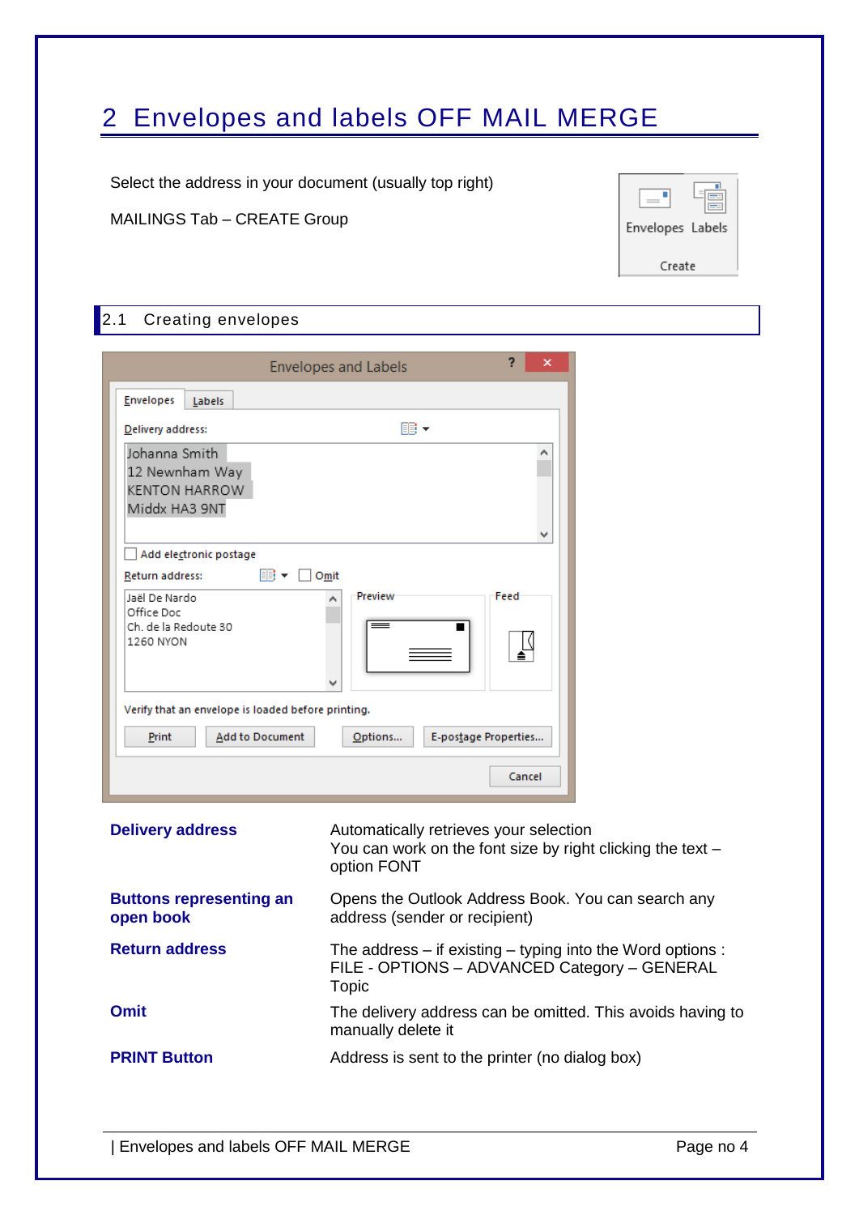# 2 Envelopes and labels OFF MAIL MERGE

Select the address in your document (usually top right)

MAILINGS Tab – CREATE Group

## 2.1 Creating envelopes

| | |
|---|---|
| **Delivery address** | Automatically retrieves your selection<br>You can work on the font size by right clicking the text – option FONT |
| **Buttons representing an open book** | Opens the Outlook Address Book. You can search any address (sender or recipient) |
| **Return address** | The address – if existing – typing into the Word options : FILE - OPTIONS – ADVANCED Category – GENERAL Topic |
| **Omit** | The delivery address can be omitted. This avoids having to manually delete it |
| **PRINT Button** | Address is sent to the printer (no dialog box) |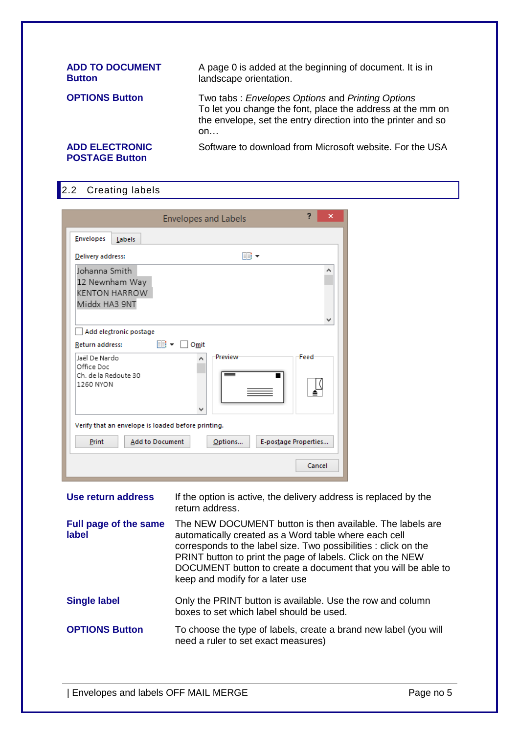| | |
|---|---|
| **ADD TO DOCUMENT Button** | A page 0 is added at the beginning of document. It is in landscape orientation. |
| **OPTIONS Button** | Two tabs : *Envelopes Options* and *Printing Options*<br>To let you change the font, place the address at the mm on the envelope, set the entry direction into the printer and so on… |
| **ADD ELECTRONIC POSTAGE Button** | Software to download from Microsoft website. For the USA |

## 2.2 Creating labels

| | |
|---|---|
| **Use return address** | If the option is active, the delivery address is replaced by the return address. |
| **Full page of the same label** | The NEW DOCUMENT button is then available. The labels are automatically created as a Word table where each cell corresponds to the label size. Two possibilities : click on the PRINT button to print the page of labels. Click on the NEW DOCUMENT button to create a document that you will be able to keep and modify for a later use |
| **Single label** | Only the PRINT button is available. Use the row and column boxes to set which label should be used. |
| **OPTIONS Button** | To choose the type of labels, create a brand new label (you will need a ruler to set exact measures) |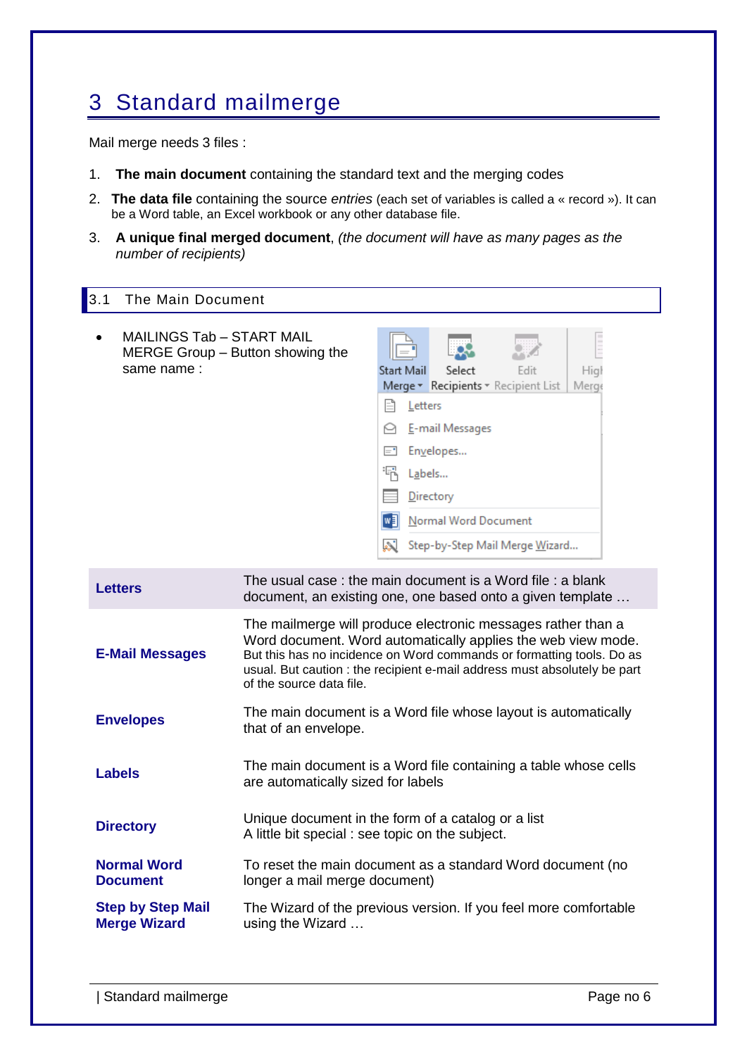# 3 Standard mailmerge

Mail merge needs 3 files :

1. **The main document** containing the standard text and the merging codes
2. **The data file** containing the source *entries* (each set of variables is called a « record »). It can be a Word table, an Excel workbook or any other database file.
3. **A unique final merged document**, *(the document will have as many pages as the number of recipients)*

## 3.1 The Main Document

- MAILINGS Tab – START MAIL MERGE Group – Button showing the same name :

| | |
|---|---|
| **Letters** | The usual case : the main document is a Word file : a blank document, an existing one, one based onto a given template … |
| **E-Mail Messages** | The mailmerge will produce electronic messages rather than a Word document. Word automatically applies the web view mode. But this has no incidence on Word commands or formatting tools. Do as usual. But caution : the recipient e-mail address must absolutely be part of the source data file. |
| **Envelopes** | The main document is a Word file whose layout is automatically that of an envelope. |
| **Labels** | The main document is a Word file containing a table whose cells are automatically sized for labels |
| **Directory** | Unique document in the form of a catalog or a list<br>A little bit special : see topic on the subject. |
| **Normal Word Document** | To reset the main document as a standard Word document (no longer a mail merge document) |
| **Step by Step Mail Merge Wizard** | The Wizard of the previous version. If you feel more comfortable using the Wizard … |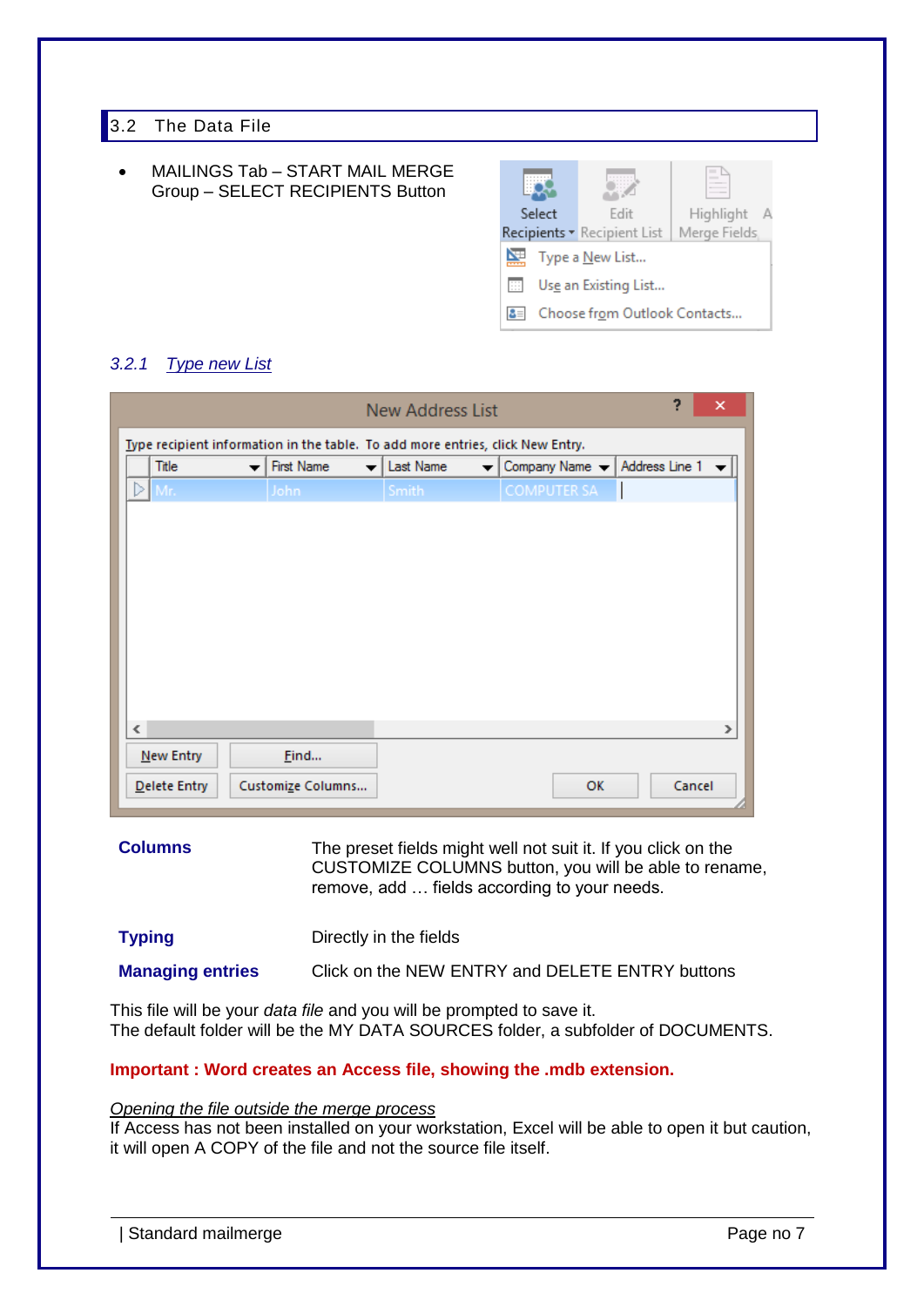## 3.2 The Data File

- MAILINGS Tab – START MAIL MERGE Group – SELECT RECIPIENTS Button

### 3.2.1 *Type new List*

| | |
|---|---|
| **Columns** | The preset fields might well not suit it. If you click on the CUSTOMIZE COLUMNS button, you will be able to rename, remove, add … fields according to your needs. |
| **Typing** | Directly in the fields |
| **Managing entries** | Click on the NEW ENTRY and DELETE ENTRY buttons |

This file will be your *data file* and you will be prompted to save it.
The default folder will be the MY DATA SOURCES folder, a subfolder of DOCUMENTS.

**Important : Word creates an Access file, showing the .mdb extension.**

*Opening the file outside the merge process*
If Access has not been installed on your workstation, Excel will be able to open it but caution, it will open A COPY of the file and not the source file itself.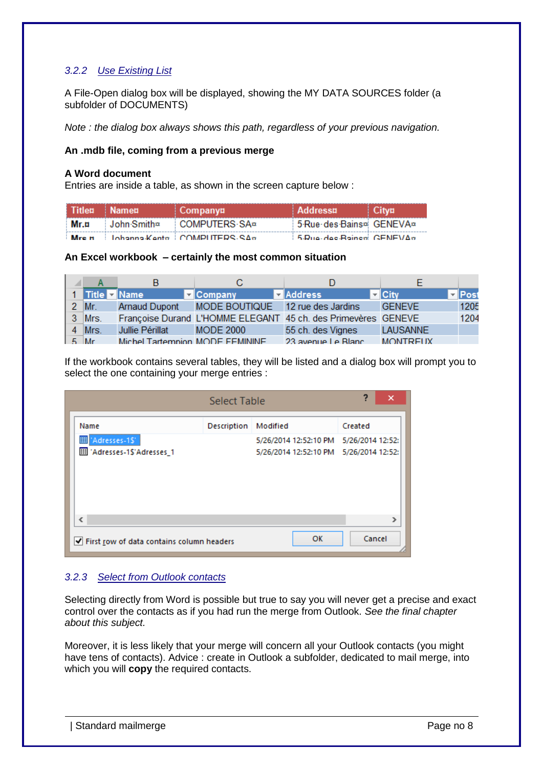### 3.2.2 Use Existing List

A File-Open dialog box will be displayed, showing the MY DATA SOURCES folder (a subfolder of DOCUMENTS)

*Note : the dialog box always shows this path, regardless of your previous navigation.*

**An .mdb file, coming from a previous merge**

**A Word document**
Entries are inside a table, as shown in the screen capture below :

| Title | Name | Company | Address | City |
|---|---|---|---|---|
| Mr. | John Smith | COMPUTERS SA | 5 Rue des Bains | GENEVA |
| Mrs. | Johanna Kent | COMPUTERS SA | 5 Rue des Bains | GENEVA |

**An Excel workbook – certainly the most common situation**

| | A | B | C | D | E | |
|---|---|---|---|---|---|---|
| 1 | Title | Name | Company | Address | City | Post |
| 2 | Mr. | Arnaud Dupont | MODE BOUTIQUE | 12 rue des Jardins | GENEVE | 1205 |
| 3 | Mrs. | Françoise Durand | L'HOMME ELEGANT | 45 ch. des Primevères | GENEVE | 1204 |
| 4 | Mrs. | Jullie Périllat | MODE 2000 | 55 ch. des Vignes | LAUSANNE | |
| 5 | Mr. | Michel Tartempion | MODE FEMININE | 23 avenue Le Blanc | MONTREUX | |

If the workbook contains several tables, they will be listed and a dialog box will prompt you to select the one containing your merge entries :

**Select Table**

| Name | Description | Modified | Created |
|---|---|---|---|
| 'Adresses-1$' | | 5/26/2014 12:52:10 PM | 5/26/2014 12:52: |
| 'Adresses-1$'Adresses_1 | | 5/26/2014 12:52:10 PM | 5/26/2014 12:52: |

☑ First row of data contains column headers — OK — Cancel

### 3.2.3 Select from Outlook contacts

Selecting directly from Word is possible but true to say you will never get a precise and exact control over the contacts as if you had run the merge from Outlook. *See the final chapter about this subject.*

Moreover, it is less likely that your merge will concern all your Outlook contacts (you might have tens of contacts). Advice : create in Outlook a subfolder, dedicated to mail merge, into which you will **copy** the required contacts.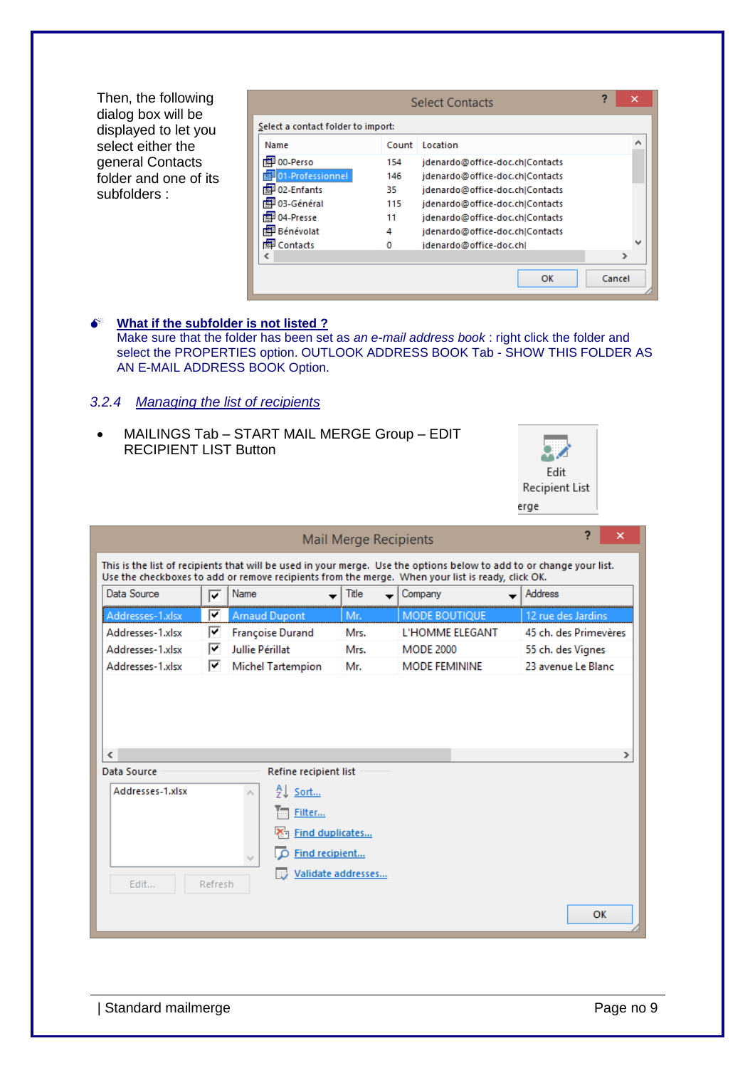Then, the following dialog box will be displayed to let you select either the general Contacts folder and one of its subfolders :

- **What if the subfolder is not listed ?**
  Make sure that the folder has been set as *an e-mail address book* : right click the folder and select the PROPERTIES option. OUTLOOK ADDRESS BOOK Tab - SHOW THIS FOLDER AS AN E-MAIL ADDRESS BOOK Option.

### 3.2.4 Managing the list of recipients

- MAILINGS Tab – START MAIL MERGE Group – EDIT RECIPIENT LIST Button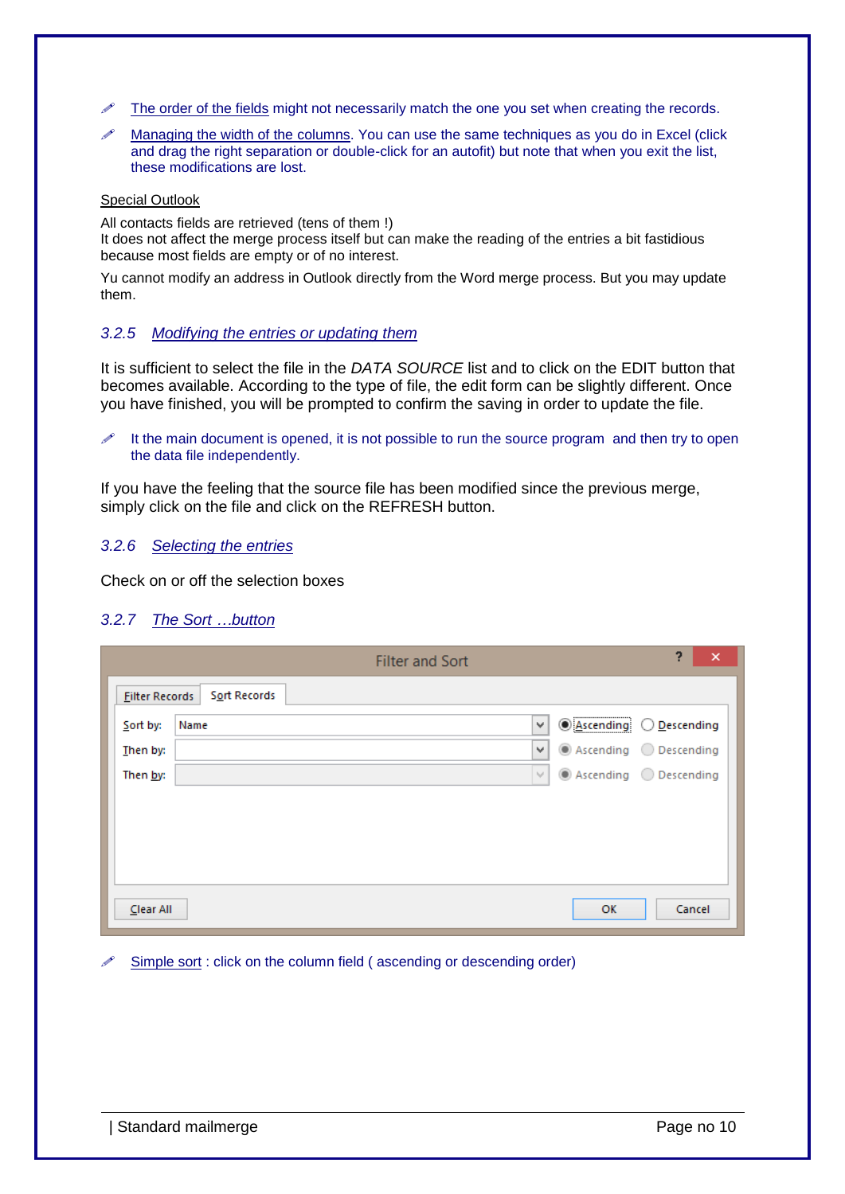- ✏ The order of the fields might not necessarily match the one you set when creating the records.
- ✏ Managing the width of the columns. You can use the same techniques as you do in Excel (click and drag the right separation or double-click for an autofit) but note that when you exit the list, these modifications are lost.

Special Outlook

All contacts fields are retrieved (tens of them !)
It does not affect the merge process itself but can make the reading of the entries a bit fastidious because most fields are empty or of no interest.

Yu cannot modify an address in Outlook directly from the Word merge process. But you may update them.

### 3.2.5 Modifying the entries or updating them

It is sufficient to select the file in the *DATA SOURCE* list and to click on the EDIT button that becomes available. According to the type of file, the edit form can be slightly different. Once you have finished, you will be prompted to confirm the saving in order to update the file.

- ✏ It the main document is opened, it is not possible to run the source program and then try to open the data file independently.

If you have the feeling that the source file has been modified since the previous merge, simply click on the file and click on the REFRESH button.

### 3.2.6 Selecting the entries

Check on or off the selection boxes

### 3.2.7 The Sort …button

Filter and Sort

Filter Records | Sort Records

| | | | |
|---|---|---|---|
| Sort by: | Name | (•) Ascending | ( ) Descending |
| Then by: | | (•) Ascending | ( ) Descending |
| Then by: | | (•) Ascending | ( ) Descending |

Clear All | OK | Cancel

- ✏ Simple sort : click on the column field ( ascending or descending order)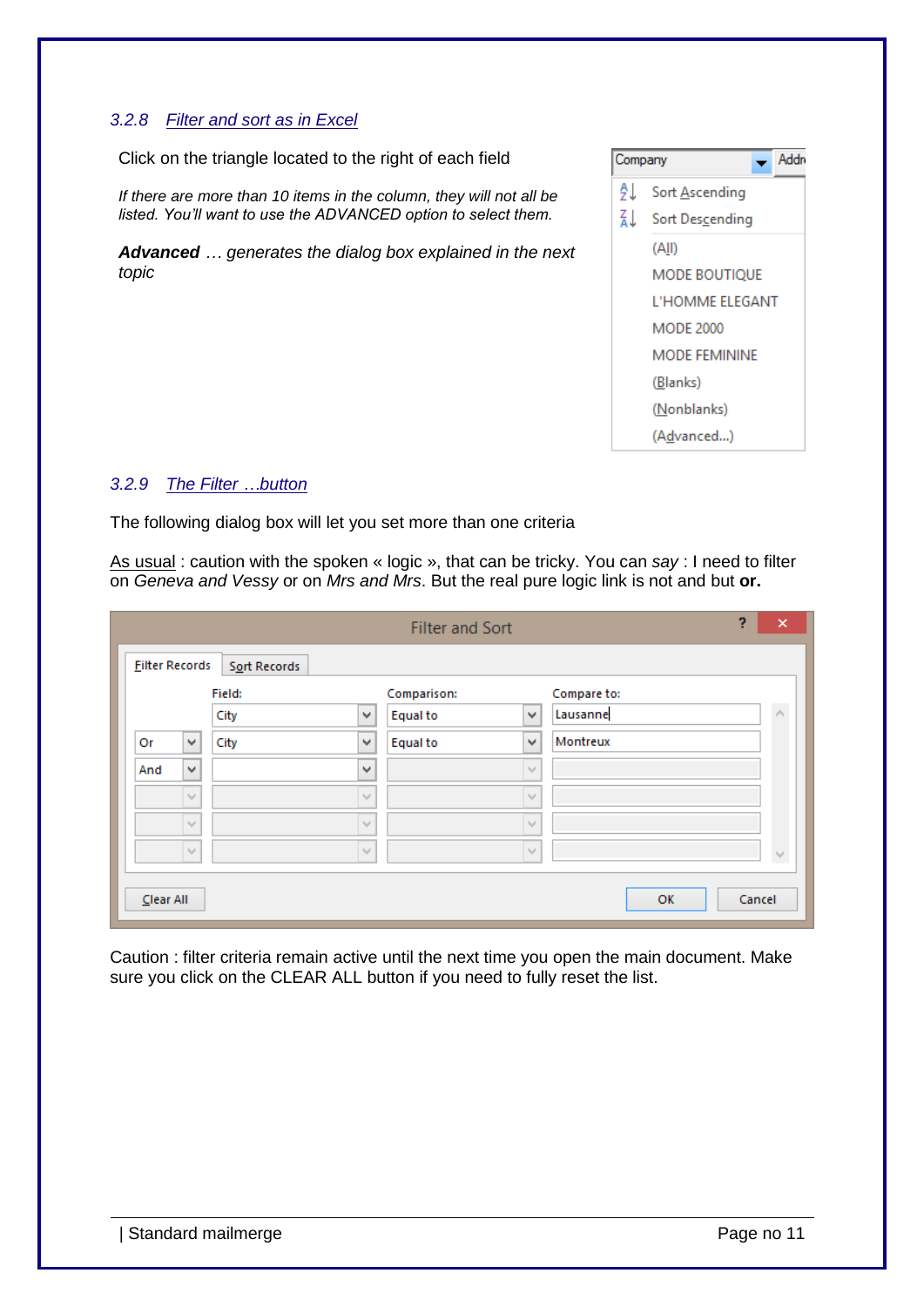### 3.2.8 Filter and sort as in Excel

Click on the triangle located to the right of each field

*If there are more than 10 items in the column, they will not all be listed. You'll want to use the ADVANCED option to select them.*

***Advanced*** *… generates the dialog box explained in the next topic*

### 3.2.9 The Filter …button

The following dialog box will let you set more than one criteria

As usual : caution with the spoken « logic », that can be tricky. You can *say* : I need to filter on *Geneva and Vessy* or on *Mrs and Mrs*. But the real pure logic link is not and but **or.**

Caution : filter criteria remain active until the next time you open the main document. Make sure you click on the CLEAR ALL button if you need to fully reset the list.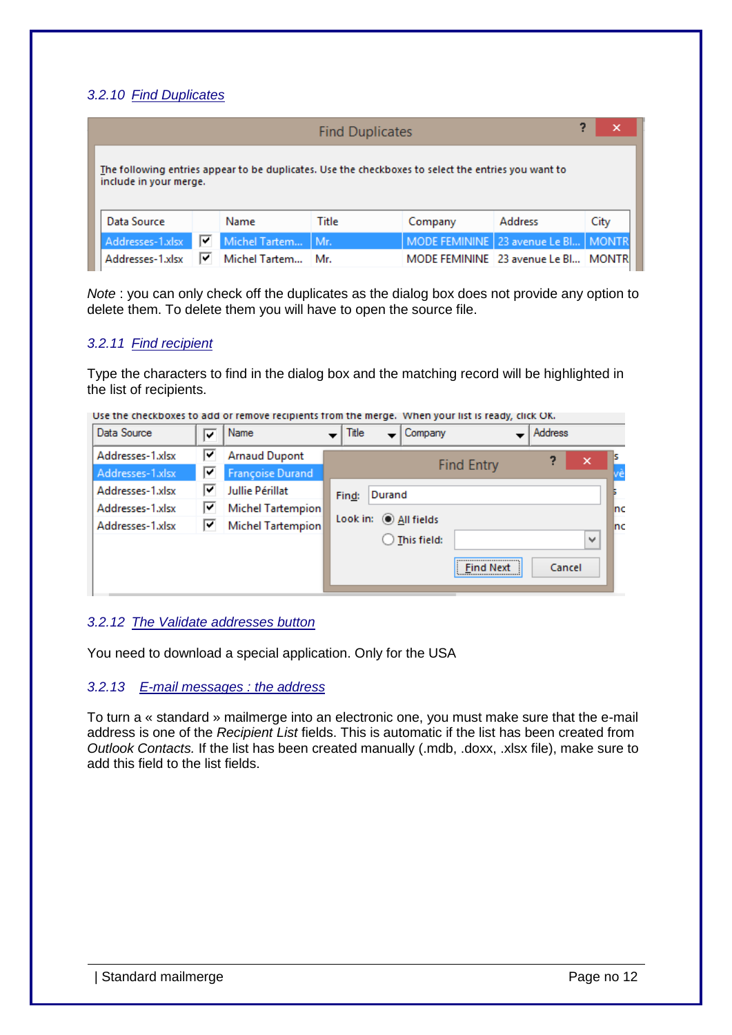### 3.2.10 Find Duplicates

Find Duplicates

The following entries appear to be duplicates. Use the checkboxes to select the entries you want to include in your merge.

| Data Source | | Name | Title | Company | Address | City |
|---|---|---|---|---|---|---|
| Addresses-1.xlsx | ☑ | Michel Tartem... | Mr. | MODE FEMININE | 23 avenue Le Bl... | MONTR |
| Addresses-1.xlsx | ☑ | Michel Tartem... | Mr. | MODE FEMININE | 23 avenue Le Bl... | MONTR |

*Note* : you can only check off the duplicates as the dialog box does not provide any option to delete them. To delete them you will have to open the source file.

### 3.2.11 Find recipient

Type the characters to find in the dialog box and the matching record will be highlighted in the list of recipients.

Use the checkboxes to add or remove recipients from the merge. When your list is ready, click OK.

| Data Source | ☑ | Name | Title | Company | Address |
|---|---|---|---|---|---|
| Addresses-1.xlsx | ☑ | Arnaud Dupont | | | |
| Addresses-1.xlsx | ☑ | Françoise Durand | | | |
| Addresses-1.xlsx | ☑ | Jullie Périllat | | | |
| Addresses-1.xlsx | ☑ | Michel Tartempion | | | |
| Addresses-1.xlsx | ☑ | Michel Tartempion | | | |

Find Entry

Find: Durand

Look in: (•) All fields
( ) This field:

Find Next | Cancel

### 3.2.12 The Validate addresses button

You need to download a special application. Only for the USA

### 3.2.13 E-mail messages : the address

To turn a « standard » mailmerge into an electronic one, you must make sure that the e-mail address is one of the *Recipient List* fields. This is automatic if the list has been created from *Outlook Contacts.* If the list has been created manually (.mdb, .doxx, .xlsx file), make sure to add this field to the list fields.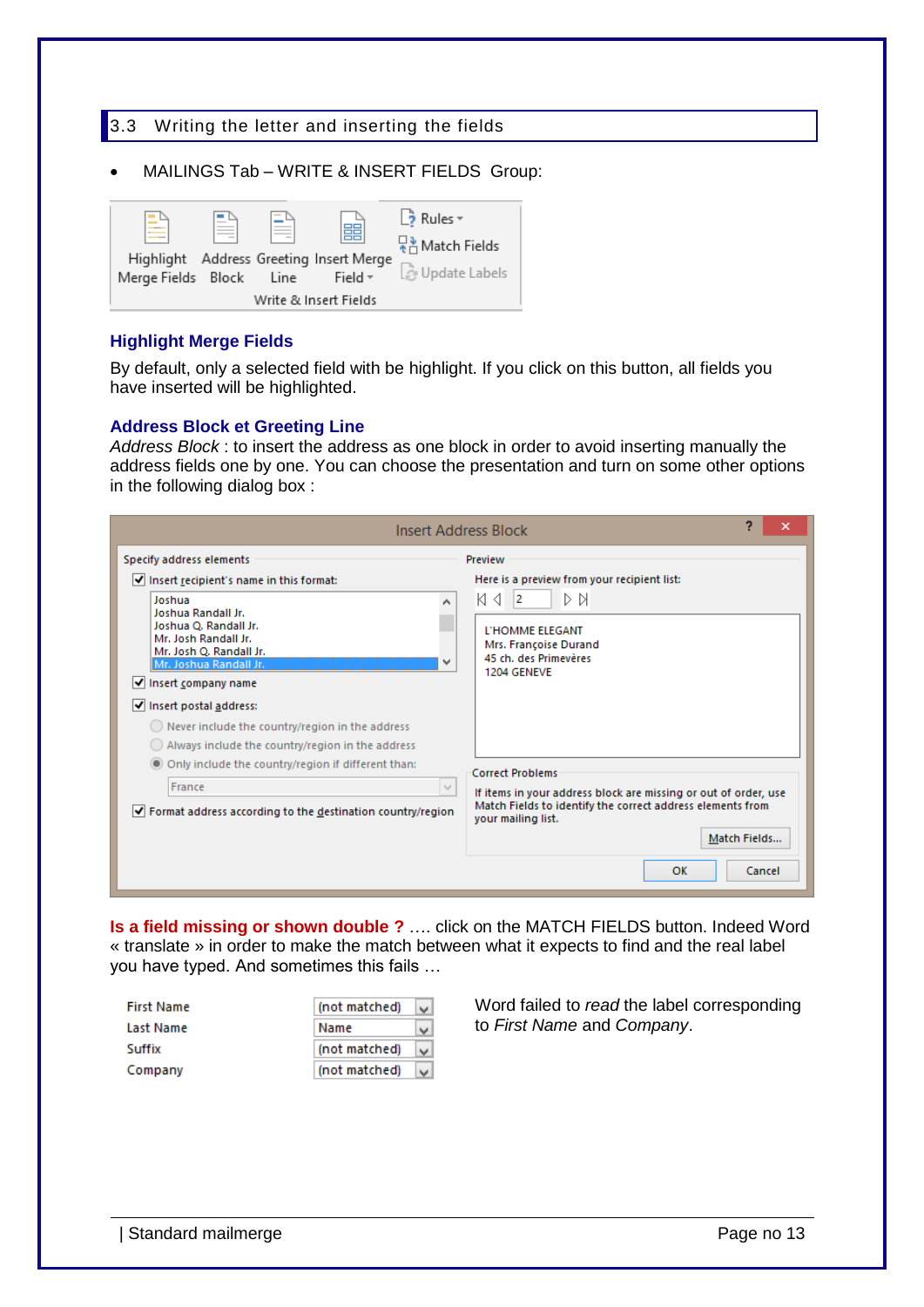## 3.3 Writing the letter and inserting the fields

- MAILINGS Tab – WRITE & INSERT FIELDS Group:

### Highlight Merge Fields

By default, only a selected field with be highlight. If you click on this button, all fields you have inserted will be highlighted.

### Address Block et Greeting Line

*Address Block* : to insert the address as one block in order to avoid inserting manually the address fields one by one. You can choose the presentation and turn on some other options in the following dialog box :

**Is a field missing or shown double ?** …. click on the MATCH FIELDS button. Indeed Word « translate » in order to make the match between what it expects to find and the real label you have typed. And sometimes this fails …

Word failed to *read* the label corresponding to *First Name* and *Company*.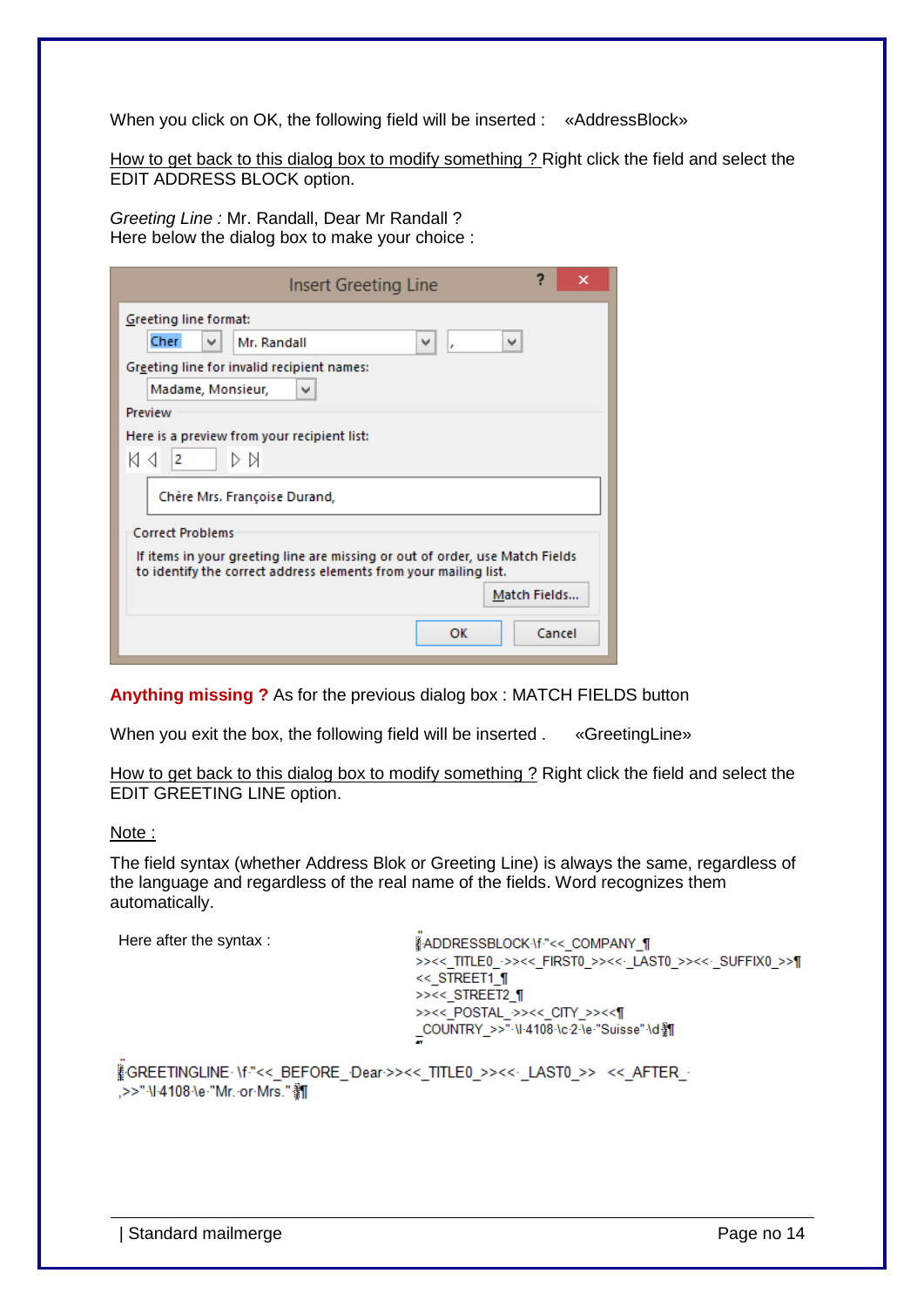When you click on OK, the following field will be inserted : «AddressBlock»

<u>How to get back to this dialog box to modify something ?</u> Right click the field and select the EDIT ADDRESS BLOCK option.

*Greeting Line :* Mr. Randall, Dear Mr Randall ?
Here below the dialog box to make your choice :

Insert Greeting Line

Greeting line format:

Cher | Mr. Randall | ,

Greeting line for invalid recipient names:

Madame, Monsieur,

Preview

Here is a preview from your recipient list:

2

Chère Mrs. Françoise Durand,

Correct Problems

If items in your greeting line are missing or out of order, use Match Fields to identify the correct address elements from your mailing list.

Match Fields...

OK | Cancel

**Anything missing ?** As for the previous dialog box : MATCH FIELDS button

When you exit the box, the following field will be inserted . «GreetingLine»

<u>How to get back to this dialog box to modify something ?</u> Right click the field and select the EDIT GREETING LINE option.

<u>Note :</u>

The field syntax (whether Address Blok or Greeting Line) is always the same, regardless of the language and regardless of the real name of the fields. Word recognizes them automatically.

Here after the syntax :

```
{ADDRESSBLOCK \f "<<_COMPANY_
>><<_TITLE0_ >><<_FIRST0_>><< _LAST0_>><< _SUFFIX0_>>
<<_STREET1_
>><<_STREET2_
>><<_POSTAL_>><<_CITY_>><<
_COUNTRY_>>" \l 4108 \c 2 \e "Suisse" \d}
```

```
{GREETINGLINE \f "<<_BEFORE_ Dear >><<_TITLE0_>><< _LAST0_>> <<_AFTER_
,>>" \l 4108 \e "Mr. or Mrs." }
```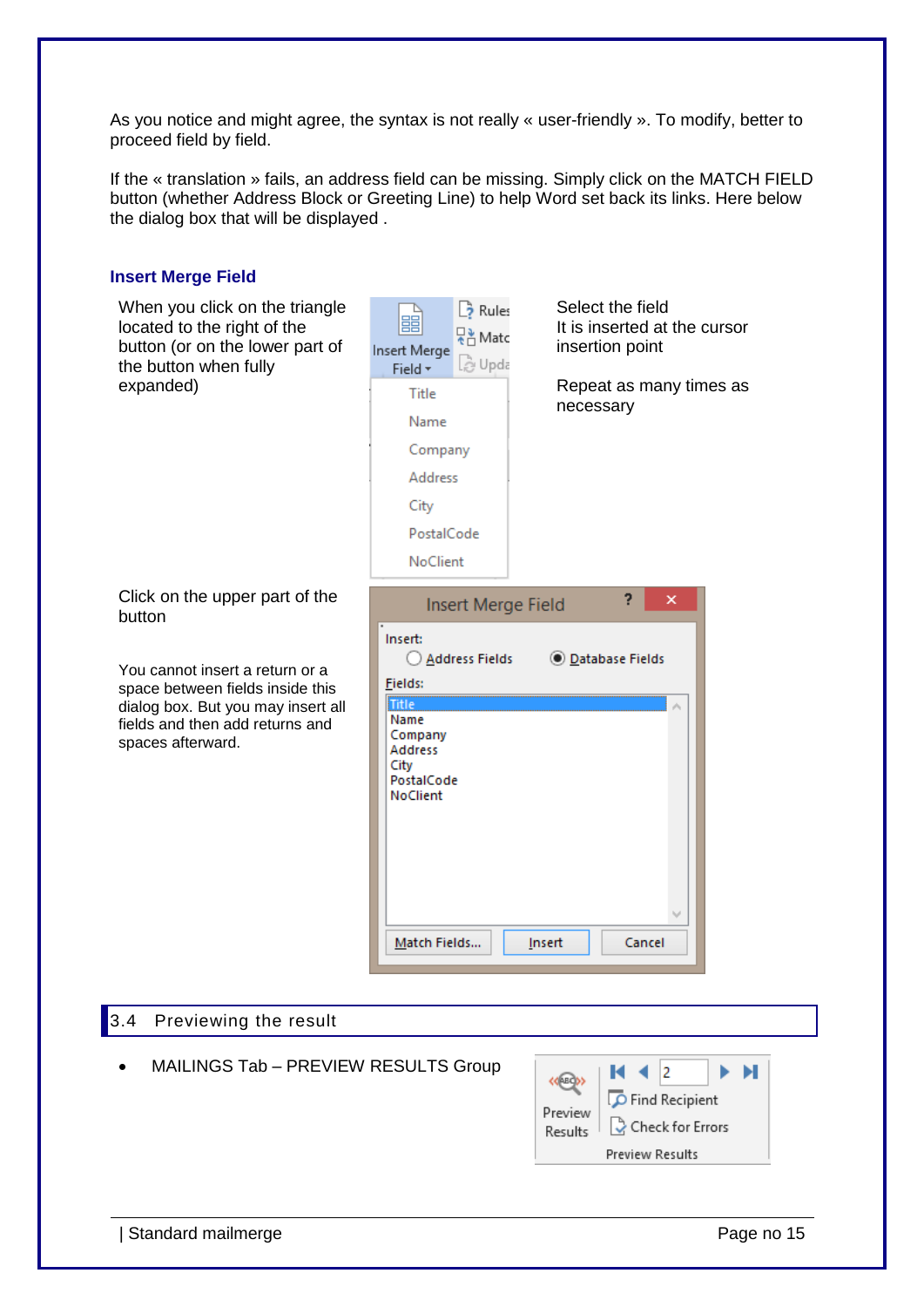As you notice and might agree, the syntax is not really « user-friendly ». To modify, better to proceed field by field.

If the « translation » fails, an address field can be missing. Simply click on the MATCH FIELD button (whether Address Block or Greeting Line) to help Word set back its links. Here below the dialog box that will be displayed .

### Insert Merge Field

When you click on the triangle located to the right of the button (or on the lower part of the button when fully expanded)

Select the field
It is inserted at the cursor insertion point

Repeat as many times as necessary

Click on the upper part of the button

You cannot insert a return or a space between fields inside this dialog box. But you may insert all fields and then add returns and spaces afterward.

## 3.4 Previewing the result

- MAILINGS Tab – PREVIEW RESULTS Group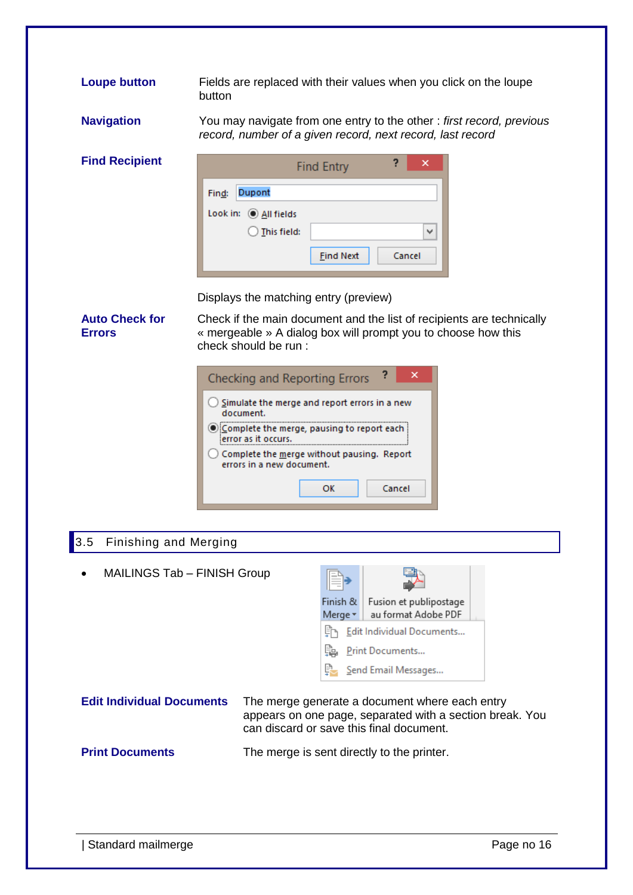**Loupe button** Fields are replaced with their values when you click on the loupe button

**Navigation** You may navigate from one entry to the other : *first record, previous record, number of a given record, next record, last record*

**Find Recipient**

Displays the matching entry (preview)

**Auto Check for Errors** Check if the main document and the list of recipients are technically « mergeable » A dialog box will prompt you to choose how this check should be run :

## 3.5 Finishing and Merging

- MAILINGS Tab – FINISH Group

**Edit Individual Documents** The merge generate a document where each entry appears on one page, separated with a section break. You can discard or save this final document.

**Print Documents** The merge is sent directly to the printer.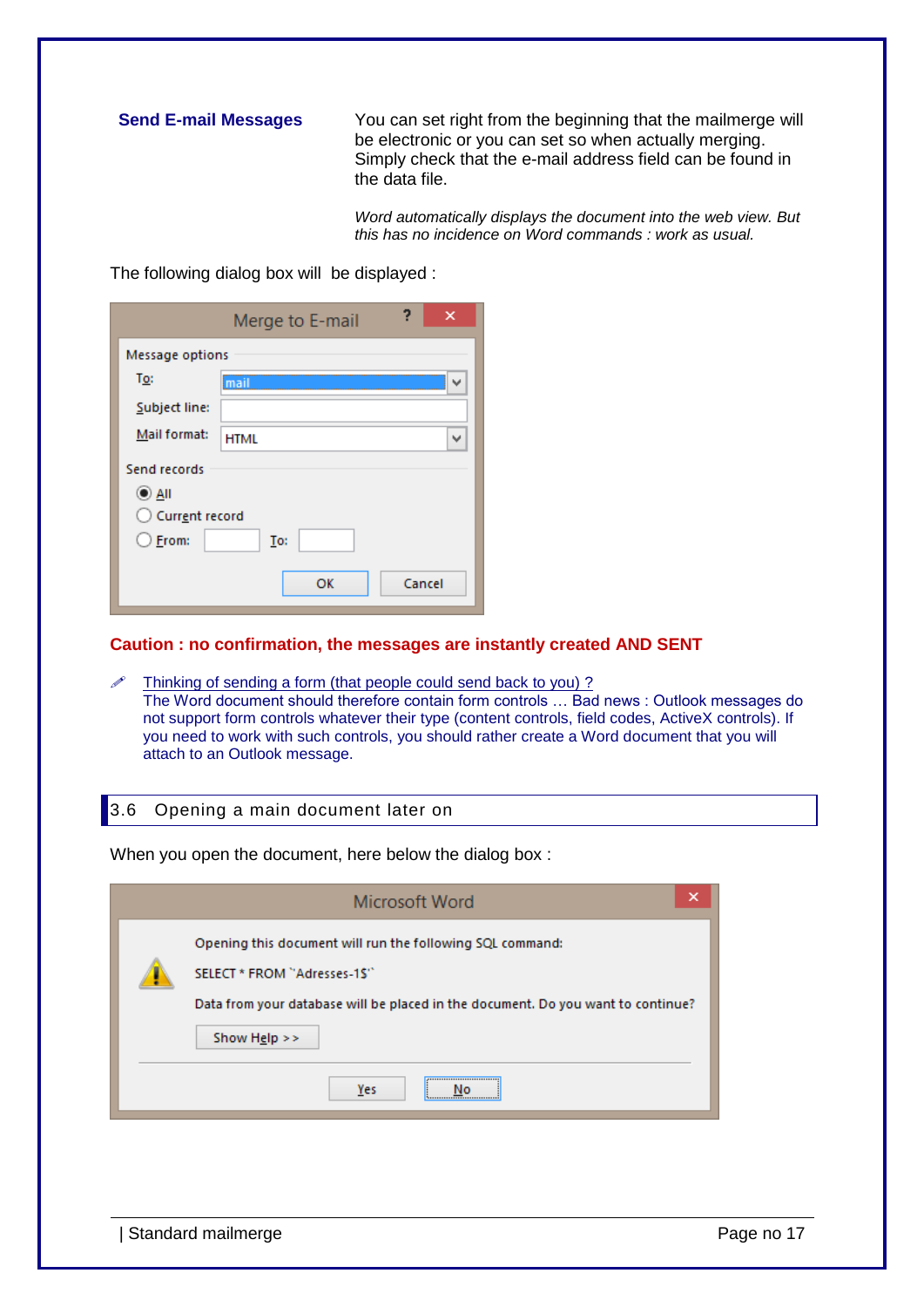**Send E-mail Messages**

You can set right from the beginning that the mailmerge will be electronic or you can set so when actually merging. Simply check that the e-mail address field can be found in the data file.

*Word automatically displays the document into the web view. But this has no incidence on Word commands : work as usual.*

The following dialog box will be displayed :

Merge to E-mail

Message options
To: mail
Subject line:
Mail format: HTML

Send records
All
Current record
From: To:

OK Cancel

**Caution : no confirmation, the messages are instantly created AND SENT**

Thinking of sending a form (that people could send back to you) ?
The Word document should therefore contain form controls … Bad news : Outlook messages do not support form controls whatever their type (content controls, field codes, ActiveX controls). If you need to work with such controls, you should rather create a Word document that you will attach to an Outlook message.

## 3.6 Opening a main document later on

When you open the document, here below the dialog box :

Microsoft Word

Opening this document will run the following SQL command:

SELECT * FROM `Adresses-1$`

Data from your database will be placed in the document. Do you want to continue?

Show Help >>

Yes No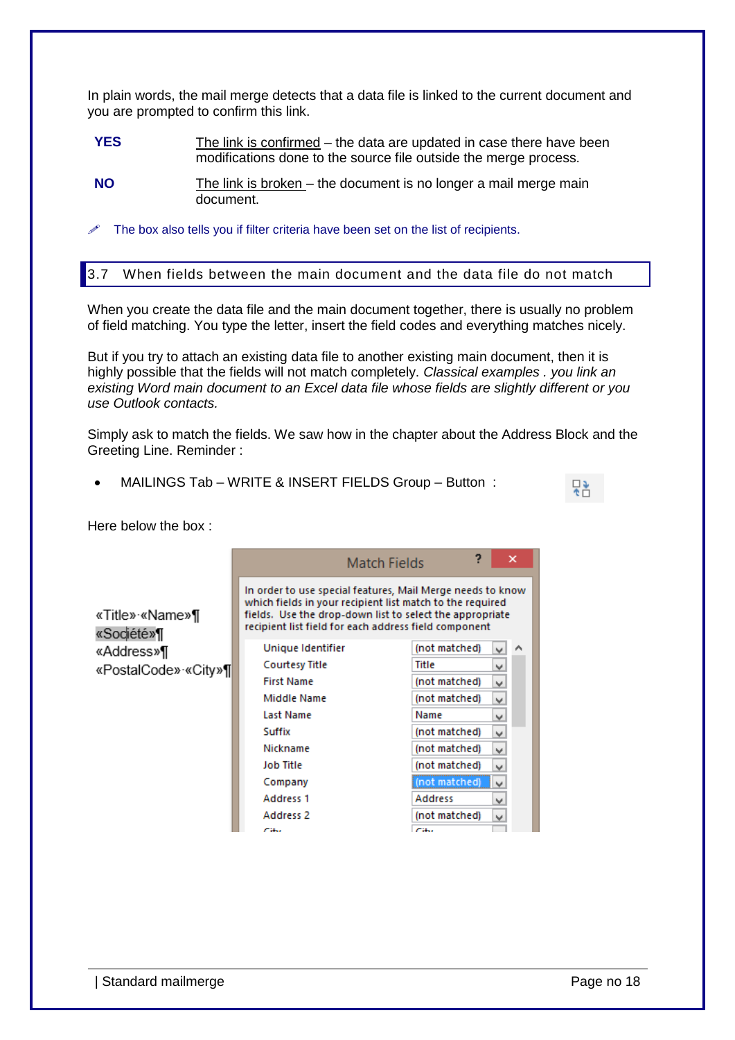In plain words, the mail merge detects that a data file is linked to the current document and you are prompted to confirm this link.

**YES** — The link is confirmed – the data are updated in case there have been modifications done to the source file outside the merge process.

**NO** — The link is broken – the document is no longer a mail merge main document.

✏ The box also tells you if filter criteria have been set on the list of recipients.

## 3.7 When fields between the main document and the data file do not match

When you create the data file and the main document together, there is usually no problem of field matching. You type the letter, insert the field codes and everything matches nicely.

But if you try to attach an existing data file to another existing main document, then it is highly possible that the fields will not match completely. *Classical examples . you link an existing Word main document to an Excel data file whose fields are slightly different or you use Outlook contacts.*

Simply ask to match the fields. We saw how in the chapter about the Address Block and the Greeting Line. Reminder :

- MAILINGS Tab – WRITE & INSERT FIELDS Group – Button :

Here below the box :

«Title»·«Name»¶
«Société»¶
«Address»¶
«PostalCode»·«City»¶

**Match Fields**

In order to use special features, Mail Merge needs to know which fields in your recipient list match to the required fields. Use the drop-down list to select the appropriate recipient list field for each address field component

| | |
|---|---|
| Unique Identifier | (not matched) |
| Courtesy Title | Title |
| First Name | (not matched) |
| Middle Name | (not matched) |
| Last Name | Name |
| Suffix | (not matched) |
| Nickname | (not matched) |
| Job Title | (not matched) |
| Company | (not matched) |
| Address 1 | Address |
| Address 2 | (not matched) |
| City | City |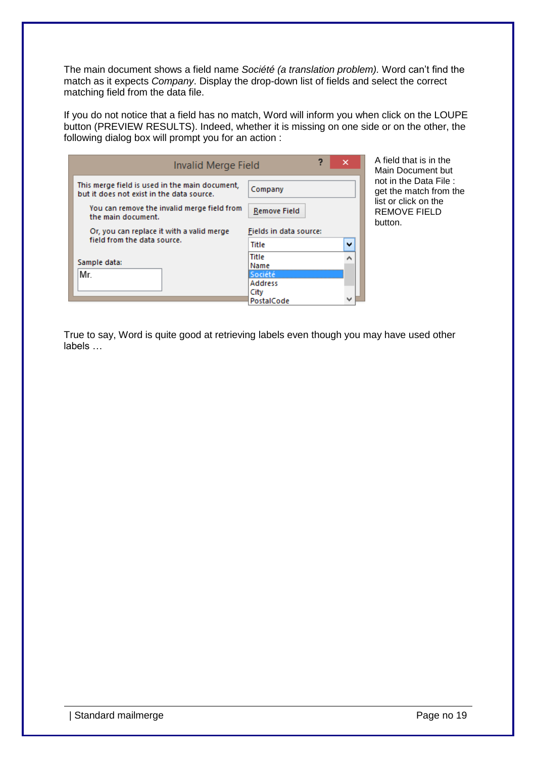The main document shows a field name *Société (a translation problem).* Word can't find the match as it expects *Company*. Display the drop-down list of fields and select the correct matching field from the data file.

If you do not notice that a field has no match, Word will inform you when click on the LOUPE button (PREVIEW RESULTS). Indeed, whether it is missing on one side or on the other, the following dialog box will prompt you for an action :

A field that is in the Main Document but not in the Data File : get the match from the list or click on the REMOVE FIELD button.

True to say, Word is quite good at retrieving labels even though you may have used other labels …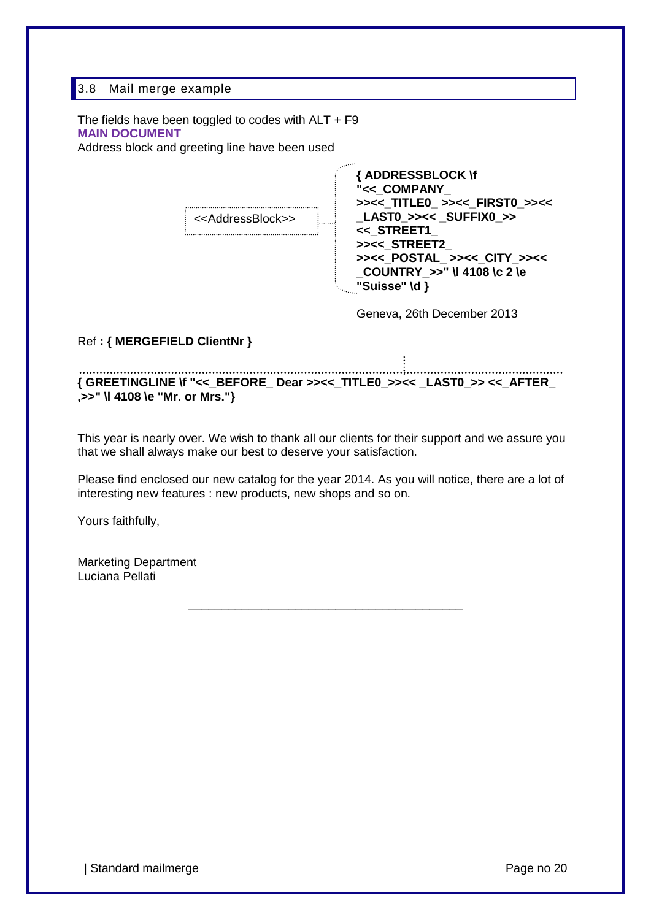## 3.8 Mail merge example

The fields have been toggled to codes with ALT + F9

**MAIN DOCUMENT**

Address block and greeting line have been used

<<AddressBlock>>

**{ ADDRESSBLOCK \f "<<_COMPANY_ >><<_TITLE0_ >><<_FIRST0_>><< _LAST0_>><< _SUFFIX0_>> <<_STREET1_ >><<_STREET2_ >><<_POSTAL_ >><<_CITY_>><< _COUNTRY_>>" \l 4108 \c 2 \e "Suisse" \d }**

Geneva, 26th December 2013

Ref **: { MERGEFIELD ClientNr }**

**{ GREETINGLINE \f "<<_BEFORE_ Dear >><<_TITLE0_>><< _LAST0_>> <<_AFTER_ ,>>" \l 4108 \e "Mr. or Mrs."}**

This year is nearly over. We wish to thank all our clients for their support and we assure you that we shall always make our best to deserve your satisfaction.

Please find enclosed our new catalog for the year 2014. As you will notice, there are a lot of interesting new features : new products, new shops and so on.

Yours faithfully,

Marketing Department
Luciana Pellati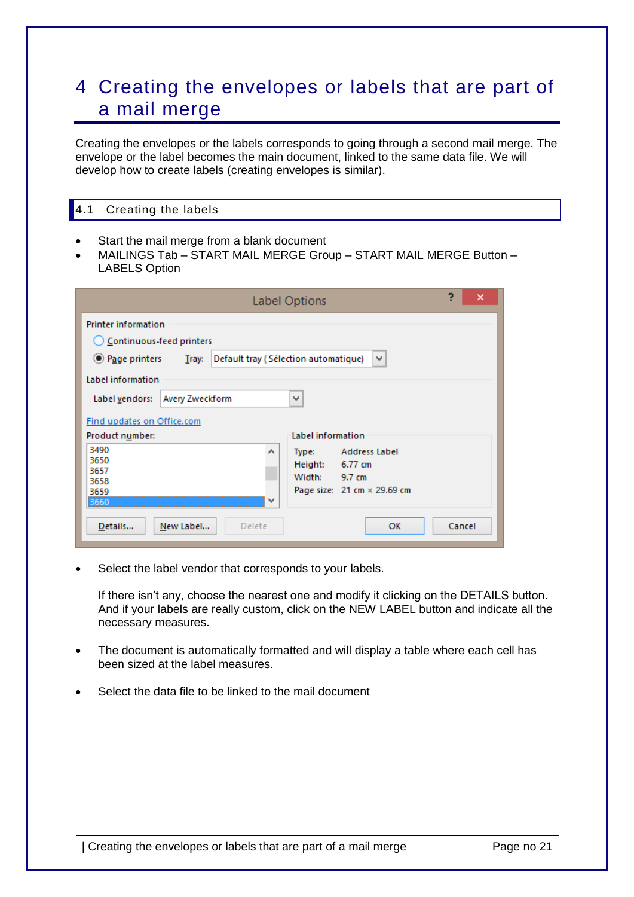# 4 Creating the envelopes or labels that are part of a mail merge

Creating the envelopes or the labels corresponds to going through a second mail merge. The envelope or the label becomes the main document, linked to the same data file. We will develop how to create labels (creating envelopes is similar).

## 4.1 Creating the labels

- Start the mail merge from a blank document
- MAILINGS Tab – START MAIL MERGE Group – START MAIL MERGE Button – LABELS Option

- Select the label vendor that corresponds to your labels.

  If there isn't any, choose the nearest one and modify it clicking on the DETAILS button. And if your labels are really custom, click on the NEW LABEL button and indicate all the necessary measures.

- The document is automatically formatted and will display a table where each cell has been sized at the label measures.

- Select the data file to be linked to the mail document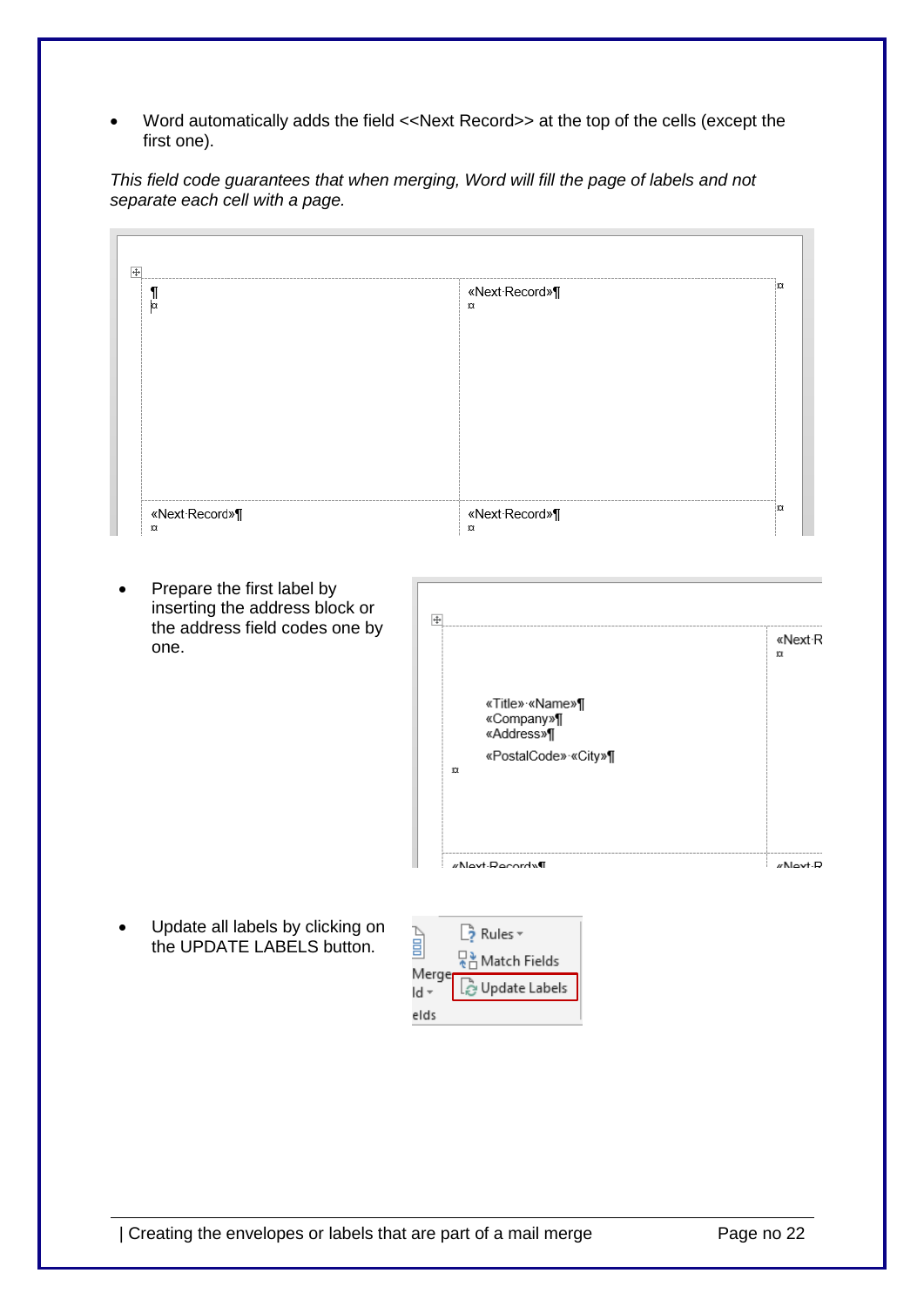- Word automatically adds the field <<Next Record>> at the top of the cells (except the first one).

*This field code guarantees that when merging, Word will fill the page of labels and not separate each cell with a page.*

- Prepare the first label by inserting the address block or the address field codes one by one.

- Update all labels by clicking on the UPDATE LABELS button.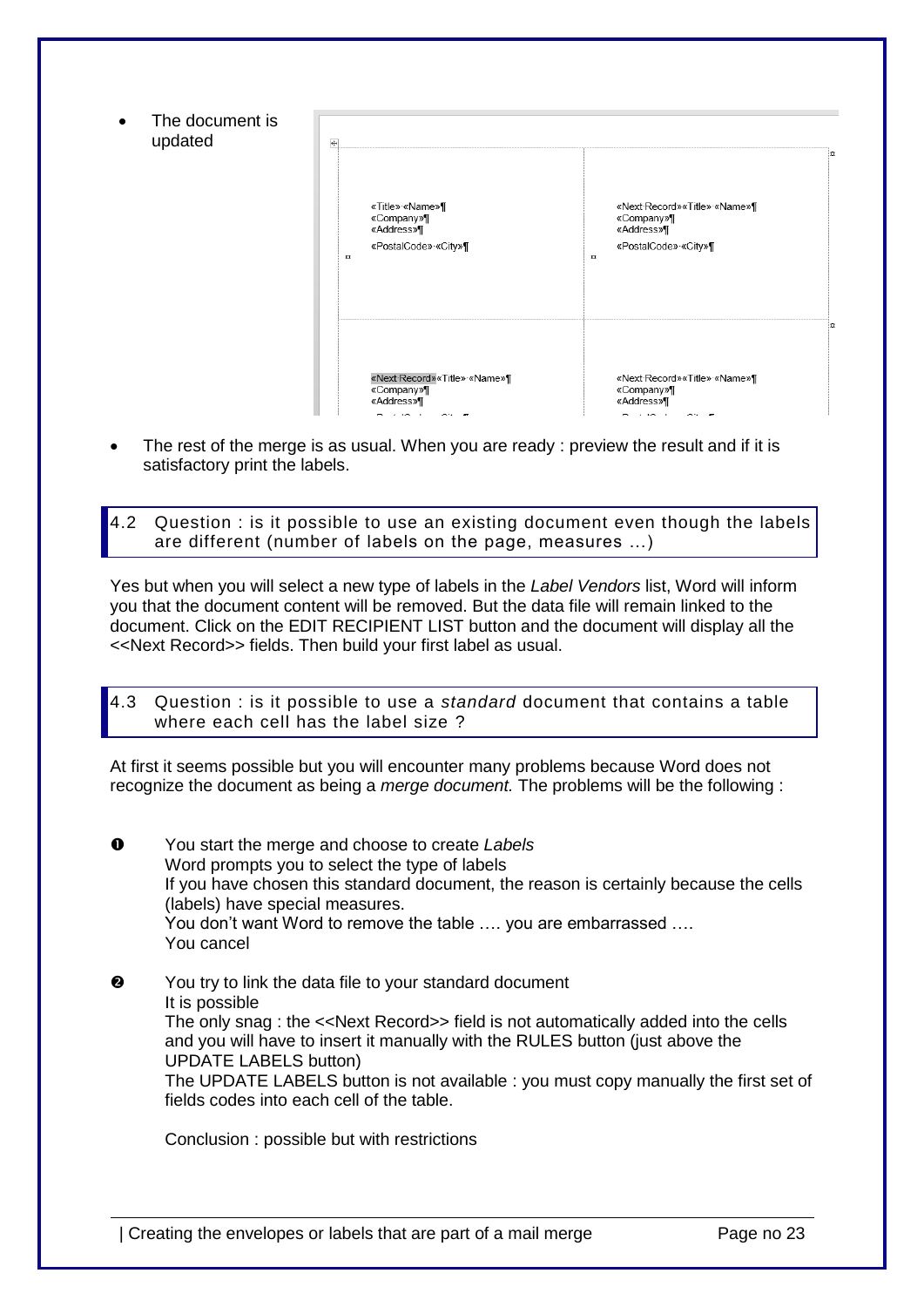- The document is updated

«Title»·«Name»¶
«Company»¶
«Address»¶
«PostalCode»·«City»¶

«Next Record»«Title»·«Name»¶
«Company»¶
«Address»¶
«PostalCode»·«City»¶

«Next Record»«Title»·«Name»¶
«Company»¶
«Address»¶

«Next Record»«Title»·«Name»¶
«Company»¶
«Address»¶

- The rest of the merge is as usual. When you are ready : preview the result and if it is satisfactory print the labels.

## 4.2 Question : is it possible to use an existing document even though the labels are different (number of labels on the page, measures ...)

Yes but when you will select a new type of labels in the *Label Vendors* list, Word will inform you that the document content will be removed. But the data file will remain linked to the document. Click on the EDIT RECIPIENT LIST button and the document will display all the <<Next Record>> fields. Then build your first label as usual.

## 4.3 Question : is it possible to use a *standard* document that contains a table where each cell has the label size ?

At first it seems possible but you will encounter many problems because Word does not recognize the document as being a *merge document.* The problems will be the following :

❶ You start the merge and choose to create *Labels*
Word prompts you to select the type of labels
If you have chosen this standard document, the reason is certainly because the cells (labels) have special measures.
You don't want Word to remove the table …. you are embarrassed ….
You cancel

❷ You try to link the data file to your standard document
It is possible
The only snag : the <<Next Record>> field is not automatically added into the cells and you will have to insert it manually with the RULES button (just above the UPDATE LABELS button)
The UPDATE LABELS button is not available : you must copy manually the first set of fields codes into each cell of the table.

Conclusion : possible but with restrictions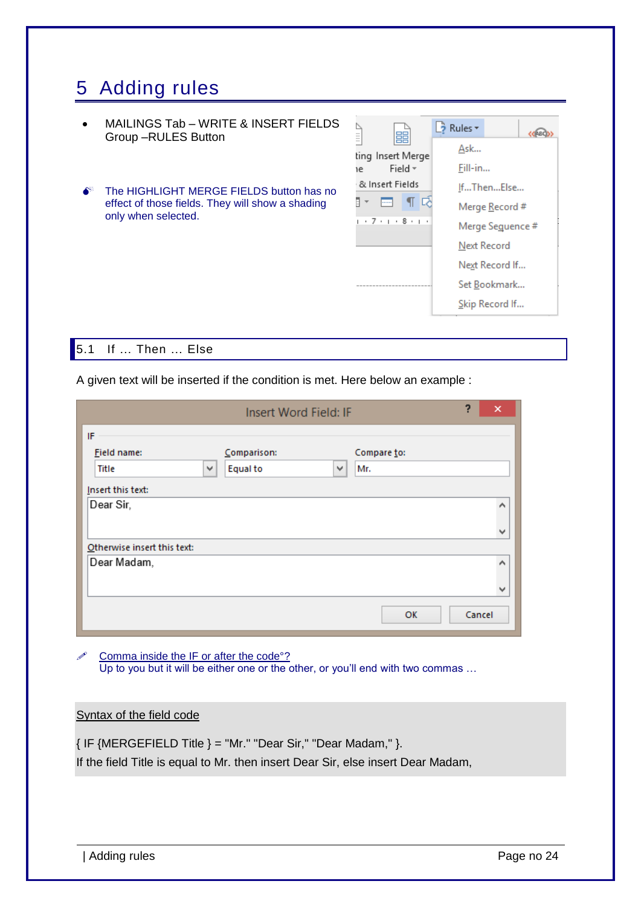# 5 Adding rules

- MAILINGS Tab – WRITE & INSERT FIELDS Group –RULES Button

The HIGHLIGHT MERGE FIELDS button has no effect of those fields. They will show a shading only when selected.

## 5.1 If … Then … Else

A given text will be inserted if the condition is met. Here below an example :

Comma inside the IF or after the code°?
Up to you but it will be either one or the other, or you'll end with two commas …

Syntax of the field code

{ IF {MERGEFIELD Title } = "Mr." "Dear Sir," "Dear Madam," }.
If the field Title is equal to Mr. then insert Dear Sir, else insert Dear Madam,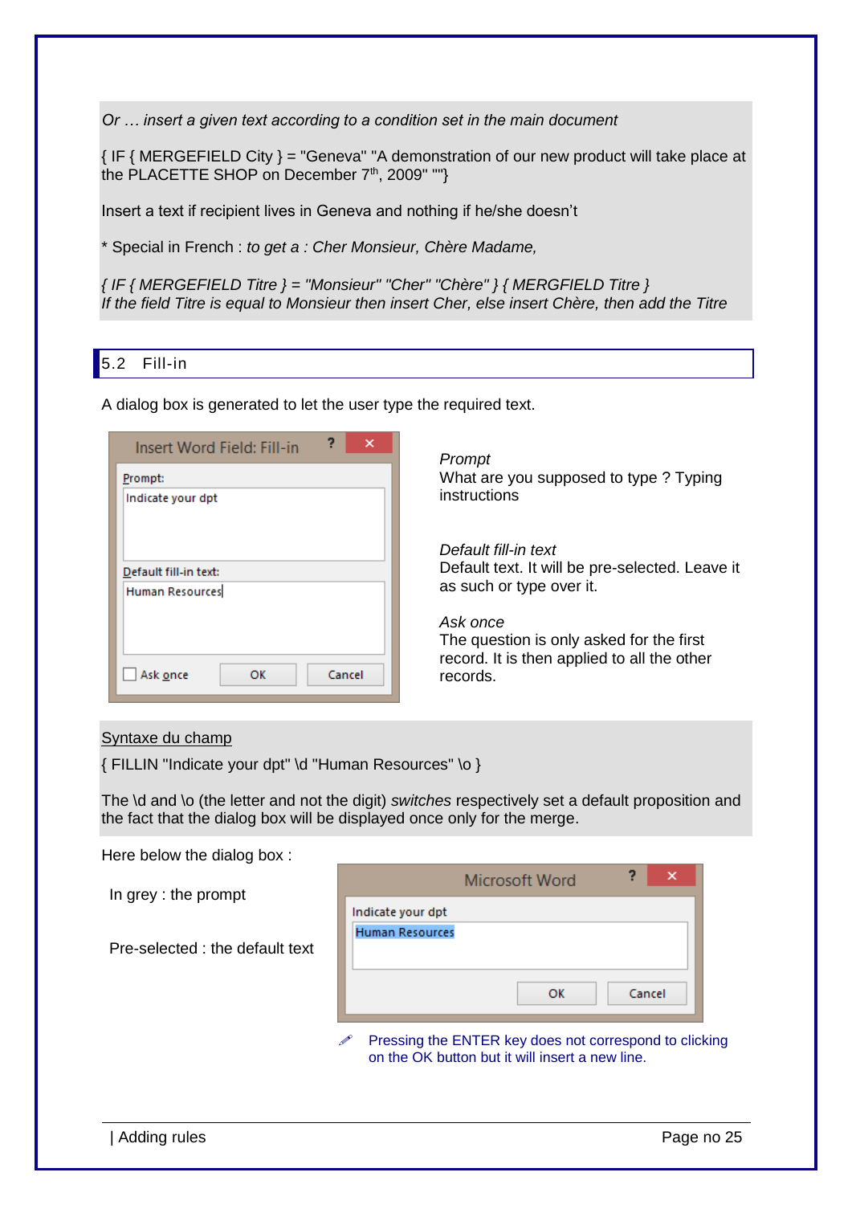*Or … insert a given text according to a condition set in the main document*

{ IF { MERGEFIELD City } = "Geneva" "A demonstration of our new product will take place at the PLACETTE SHOP on December 7th, 2009" ""}

Insert a text if recipient lives in Geneva and nothing if he/she doesn't

* Special in French : *to get a : Cher Monsieur, Chère Madame,*

*{ IF { MERGEFIELD Titre } = "Monsieur" "Cher" "Chère" } { MERGFIELD Titre }*
*If the field Titre is equal to Monsieur then insert Cher, else insert Chère, then add the Titre*

## 5.2 Fill-in

A dialog box is generated to let the user type the required text.

Insert Word Field: Fill-in

Prompt:
Indicate your dpt

Default fill-in text:
Human Resources

Ask once | OK | Cancel

*Prompt*
What are you supposed to type ? Typing instructions

*Default fill-in text*
Default text. It will be pre-selected. Leave it as such or type over it.

*Ask once*
The question is only asked for the first record. It is then applied to all the other records.

Syntaxe du champ

{ FILLIN "Indicate your dpt" \d "Human Resources" \o }

The \d and \o (the letter and not the digit) *switches* respectively set a default proposition and the fact that the dialog box will be displayed once only for the merge.

Here below the dialog box :

In grey : the prompt

Pre-selected : the default text

Microsoft Word

Indicate your dpt
Human Resources

OK | Cancel

Pressing the ENTER key does not correspond to clicking on the OK button but it will insert a new line.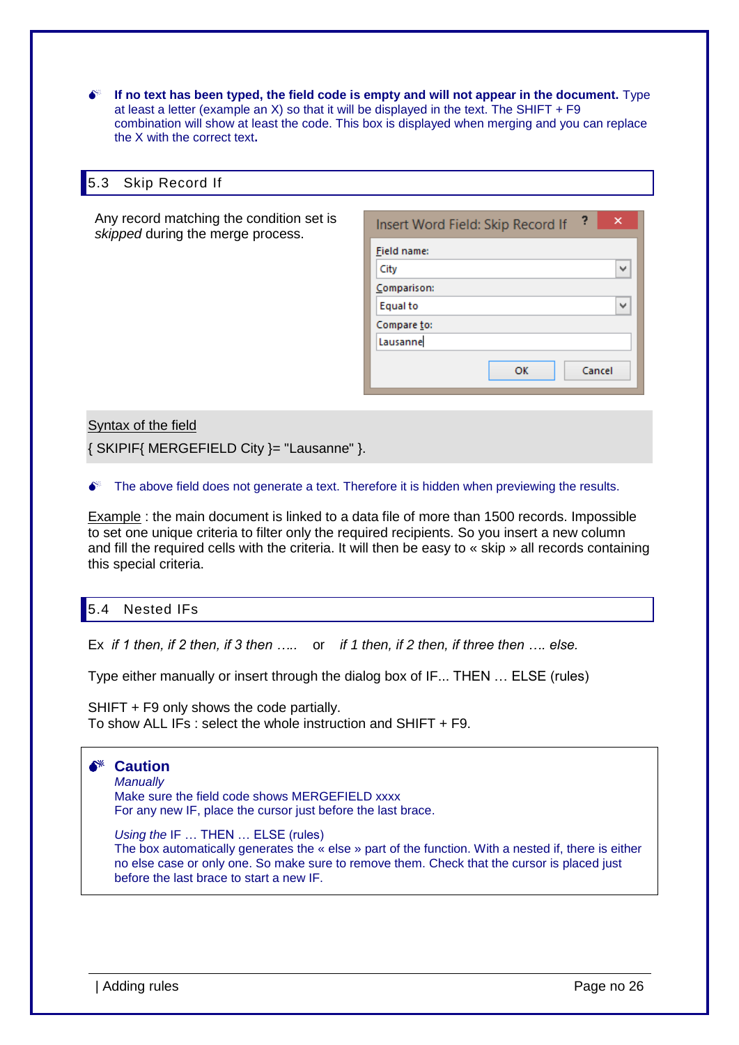**If no text has been typed, the field code is empty and will not appear in the document.** Type at least a letter (example an X) so that it will be displayed in the text. The SHIFT + F9 combination will show at least the code. This box is displayed when merging and you can replace the X with the correct text.

## 5.3 Skip Record If

Any record matching the condition set is *skipped* during the merge process.

Insert Word Field: Skip Record If

Field name: City

Comparison: Equal to

Compare to: Lausanne

OK | Cancel

Syntax of the field

{ SKIPIF{ MERGEFIELD City }= "Lausanne" }.

The above field does not generate a text. Therefore it is hidden when previewing the results.

Example : the main document is linked to a data file of more than 1500 records. Impossible to set one unique criteria to filter only the required recipients. So you insert a new column and fill the required cells with the criteria. It will then be easy to « skip » all records containing this special criteria.

## 5.4 Nested IFs

Ex *if 1 then, if 2 then, if 3 then …..* or *if 1 then, if 2 then, if three then …. else.*

Type either manually or insert through the dialog box of IF... THEN … ELSE (rules)

SHIFT + F9 only shows the code partially.
To show ALL IFs : select the whole instruction and SHIFT + F9.

**Caution**

*Manually*
Make sure the field code shows MERGEFIELD xxxx
For any new IF, place the cursor just before the last brace.

*Using the* IF … THEN … ELSE (rules)
The box automatically generates the « else » part of the function. With a nested if, there is either no else case or only one. So make sure to remove them. Check that the cursor is placed just before the last brace to start a new IF.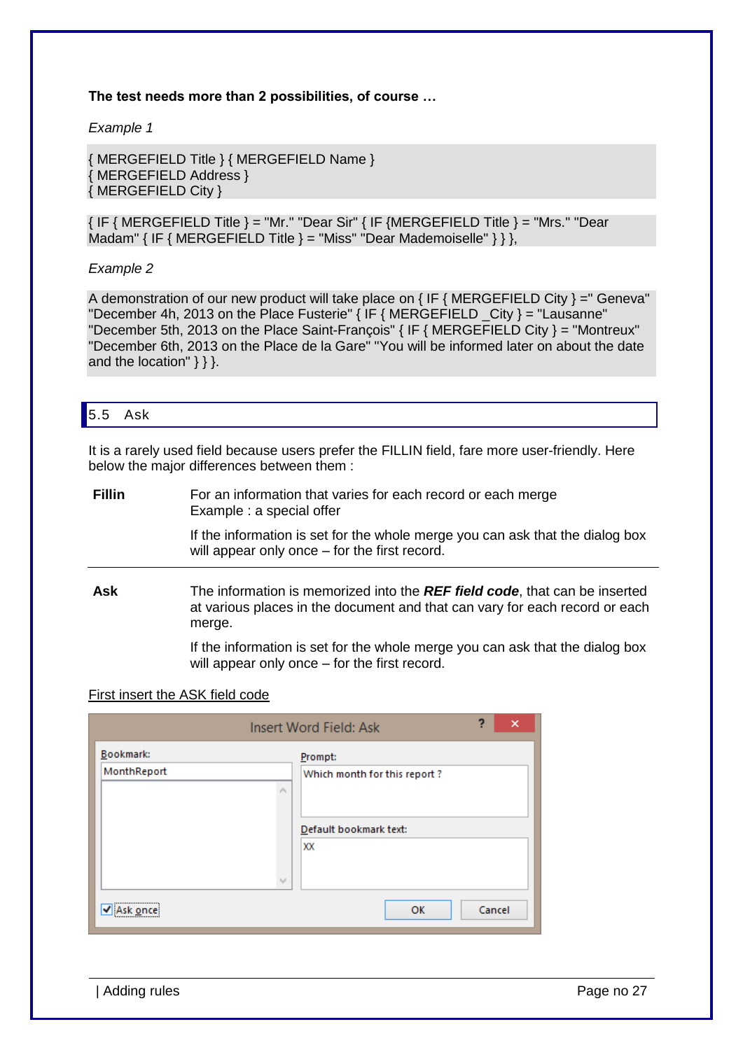**The test needs more than 2 possibilities, of course …**

*Example 1*

```
{ MERGEFIELD Title } { MERGEFIELD Name }
{ MERGEFIELD Address }
{ MERGEFIELD City }
```

```
{ IF { MERGEFIELD Title } = "Mr." "Dear Sir" { IF {MERGEFIELD Title } = "Mrs." "Dear Madam" { IF { MERGEFIELD Title } = "Miss" "Dear Mademoiselle" } } },
```

*Example 2*

```
A demonstration of our new product will take place on { IF { MERGEFIELD City } =" Geneva" "December 4h, 2013 on the Place Fusterie" { IF { MERGEFIELD _City } = "Lausanne" "December 5th, 2013 on the Place Saint-François" { IF { MERGEFIELD City } = "Montreux" "December 6th, 2013 on the Place de la Gare" "You will be informed later on about the date and the location" } } }.
```

## 5.5 Ask

It is a rarely used field because users prefer the FILLIN field, fare more user-friendly. Here below the major differences between them :

| | |
|---|---|
| **Fillin** | For an information that varies for each record or each merge<br>Example : a special offer<br><br>If the information is set for the whole merge you can ask that the dialog box will appear only once – for the first record. |
| **Ask** | The information is memorized into the ***REF field code***, that can be inserted at various places in the document and that can vary for each record or each merge.<br><br>If the information is set for the whole merge you can ask that the dialog box will appear only once – for the first record. |

First insert the ASK field code

Insert Word Field: Ask

Bookmark: MonthReport

Prompt: Which month for this report ?

Default bookmark text: XX

☑ Ask once

OK | Cancel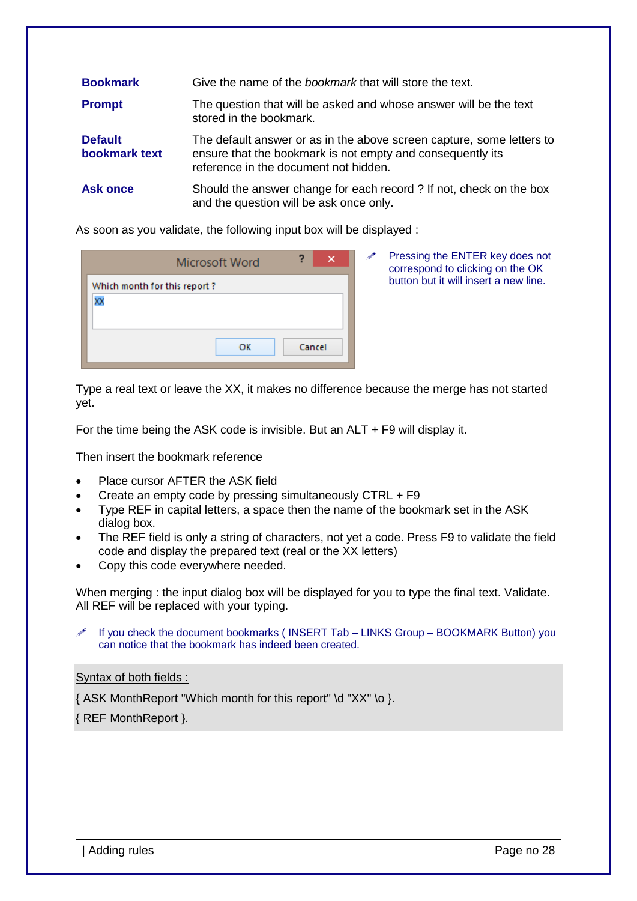| | |
|---|---|
| **Bookmark** | Give the name of the *bookmark* that will store the text. |
| **Prompt** | The question that will be asked and whose answer will be the text stored in the bookmark. |
| **Default bookmark text** | The default answer or as in the above screen capture, some letters to ensure that the bookmark is not empty and consequently its reference in the document not hidden. |
| **Ask once** | Should the answer change for each record ? If not, check on the box and the question will be ask once only. |

As soon as you validate, the following input box will be displayed :

Microsoft Word

Which month for this report ?

XX

OK Cancel

✏ Pressing the ENTER key does not correspond to clicking on the OK button but it will insert a new line.

Type a real text or leave the XX, it makes no difference because the merge has not started yet.

For the time being the ASK code is invisible. But an ALT + F9 will display it.

Then insert the bookmark reference

- Place cursor AFTER the ASK field
- Create an empty code by pressing simultaneously CTRL + F9
- Type REF in capital letters, a space then the name of the bookmark set in the ASK dialog box.
- The REF field is only a string of characters, not yet a code. Press F9 to validate the field code and display the prepared text (real or the XX letters)
- Copy this code everywhere needed.

When merging : the input dialog box will be displayed for you to type the final text. Validate. All REF will be replaced with your typing.

✏ If you check the document bookmarks ( INSERT Tab – LINKS Group – BOOKMARK Button) you can notice that the bookmark has indeed been created.

Syntax of both fields :

{ ASK MonthReport "Which month for this report" \d "XX" \o }.

{ REF MonthReport }.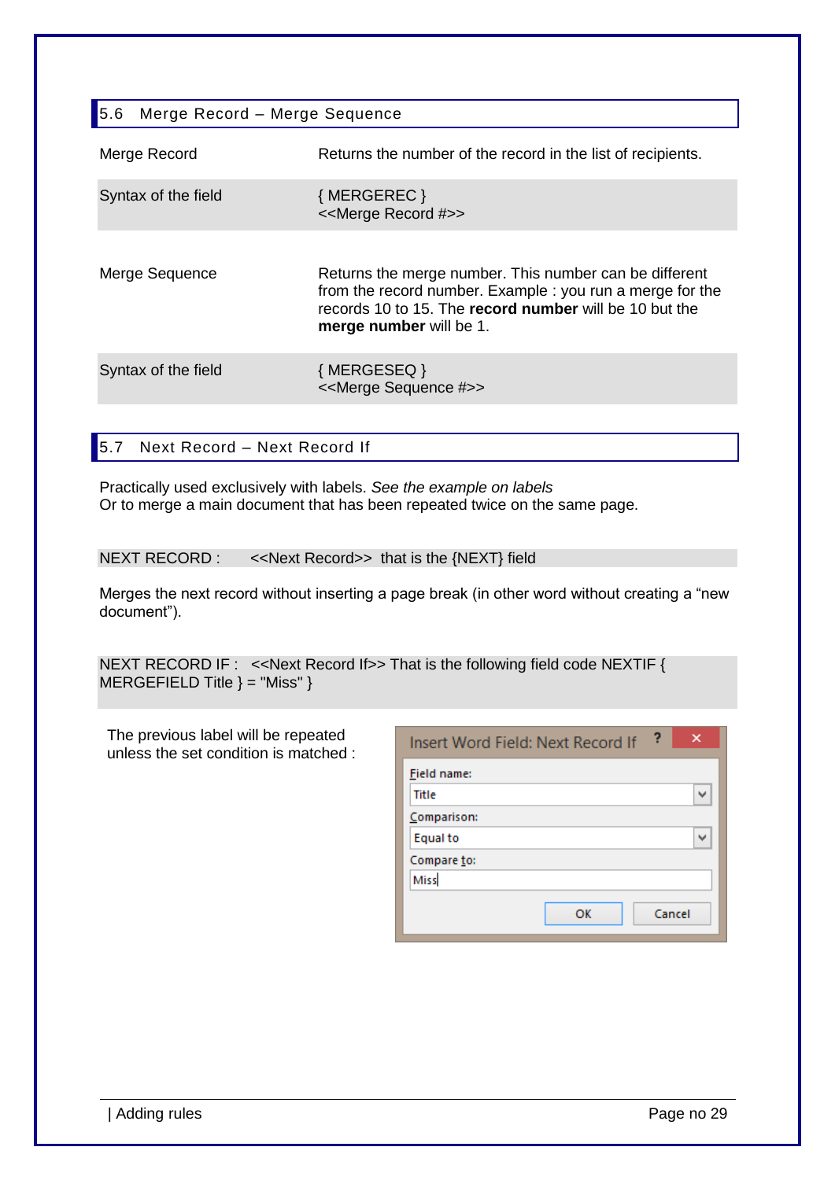## 5.6 Merge Record – Merge Sequence

| | |
|---|---|
| Merge Record | Returns the number of the record in the list of recipients. |
| Syntax of the field | { MERGEREC }<br><<Merge Record #>> |
| Merge Sequence | Returns the merge number. This number can be different from the record number. Example : you run a merge for the records 10 to 15. The **record number** will be 10 but the **merge number** will be 1. |
| Syntax of the field | { MERGESEQ }<br><<Merge Sequence #>> |

## 5.7 Next Record – Next Record If

Practically used exclusively with labels. *See the example on labels*
Or to merge a main document that has been repeated twice on the same page.

NEXT RECORD : <<Next Record>> that is the {NEXT} field

Merges the next record without inserting a page break (in other word without creating a “new document”).

NEXT RECORD IF : <<Next Record If>> That is the following field code NEXTIF { MERGEFIELD Title } = "Miss" }

The previous label will be repeated unless the set condition is matched :

Insert Word Field: Next Record If

Field name: Title
Comparison: Equal to
Compare to: Miss

OK Cancel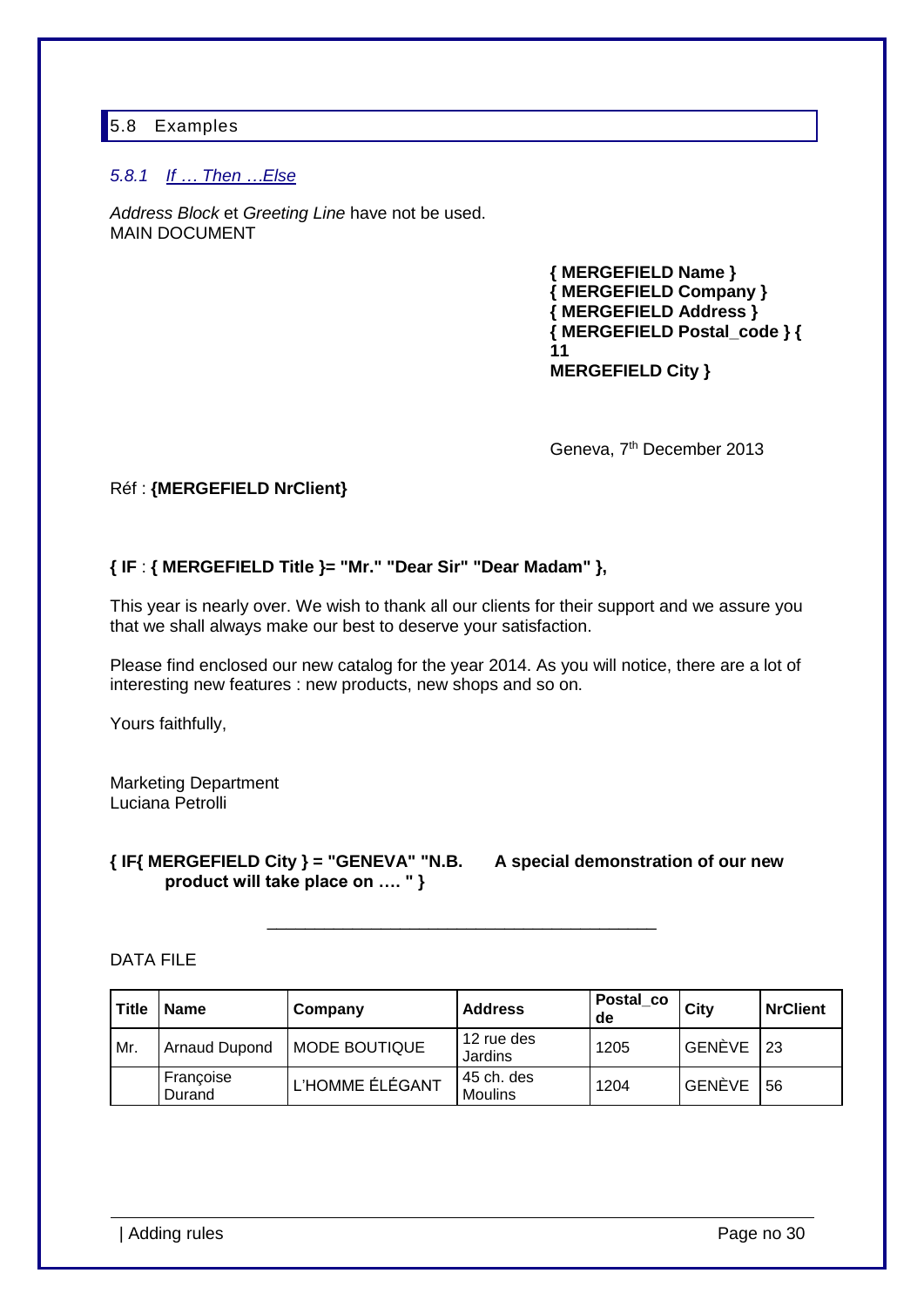## 5.8 Examples

### *5.8.1 If … Then …Else*

*Address Block* et *Greeting Line* have not be used.
MAIN DOCUMENT

**{ MERGEFIELD Name }**
**{ MERGEFIELD Company }**
**{ MERGEFIELD Address }**
**{ MERGEFIELD Postal_code } {**
**11**
**MERGEFIELD City }**

Geneva, 7th December 2013

Réf : **{MERGEFIELD NrClient}**

**{ IF** : **{ MERGEFIELD Title }= "Mr." "Dear Sir" "Dear Madam" },**

This year is nearly over. We wish to thank all our clients for their support and we assure you that we shall always make our best to deserve your satisfaction.

Please find enclosed our new catalog for the year 2014. As you will notice, there are a lot of interesting new features : new products, new shops and so on.

Yours faithfully,

Marketing Department
Luciana Petrolli

**{ IF{ MERGEFIELD City } = "GENEVA" "N.B. A special demonstration of our new product will take place on …. " }**

---

DATA FILE

| Title | Name | Company | Address | Postal_code | City | NrClient |
|---|---|---|---|---|---|---|
| Mr. | Arnaud Dupond | MODE BOUTIQUE | 12 rue des Jardins | 1205 | GENÈVE | 23 |
| | Françoise Durand | L'HOMME ÉLÉGANT | 45 ch. des Moulins | 1204 | GENÈVE | 56 |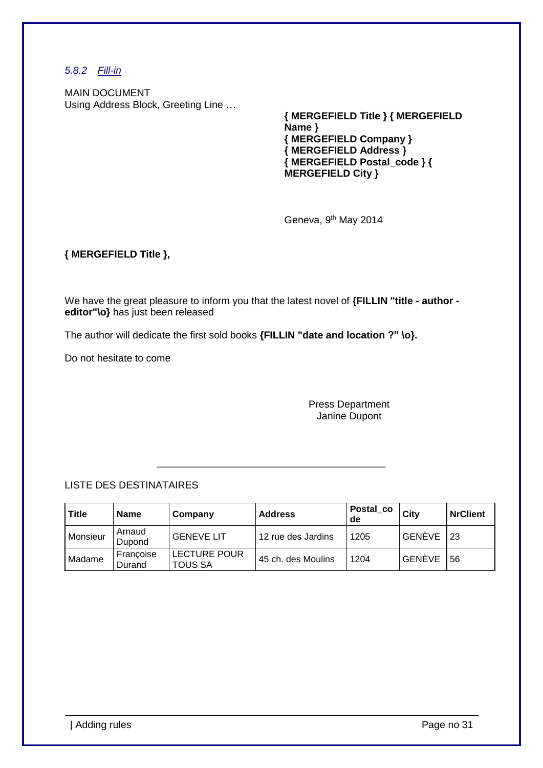### *5.8.2 Fill-in*

MAIN DOCUMENT
Using Address Block, Greeting Line …

**{ MERGEFIELD Title } { MERGEFIELD Name }**
**{ MERGEFIELD Company }**
**{ MERGEFIELD Address }**
**{ MERGEFIELD Postal_code } { MERGEFIELD City }**

Geneva, 9th May 2014

**{ MERGEFIELD Title },**

We have the great pleasure to inform you that the latest novel of **{FILLIN "title - author - editor"\o}** has just been released

The author will dedicate the first sold books **{FILLIN "date and location ?" \o}.**

Do not hesitate to come

Press Department
Janine Dupont

---

LISTE DES DESTINATAIRES

| Title | Name | Company | Address | Postal_code | City | NrClient |
|---|---|---|---|---|---|---|
| Monsieur | Arnaud Dupond | GENEVE LIT | 12 rue des Jardins | 1205 | GENÈVE | 23 |
| Madame | Françoise Durand | LECTURE POUR TOUS SA | 45 ch. des Moulins | 1204 | GENÈVE | 56 |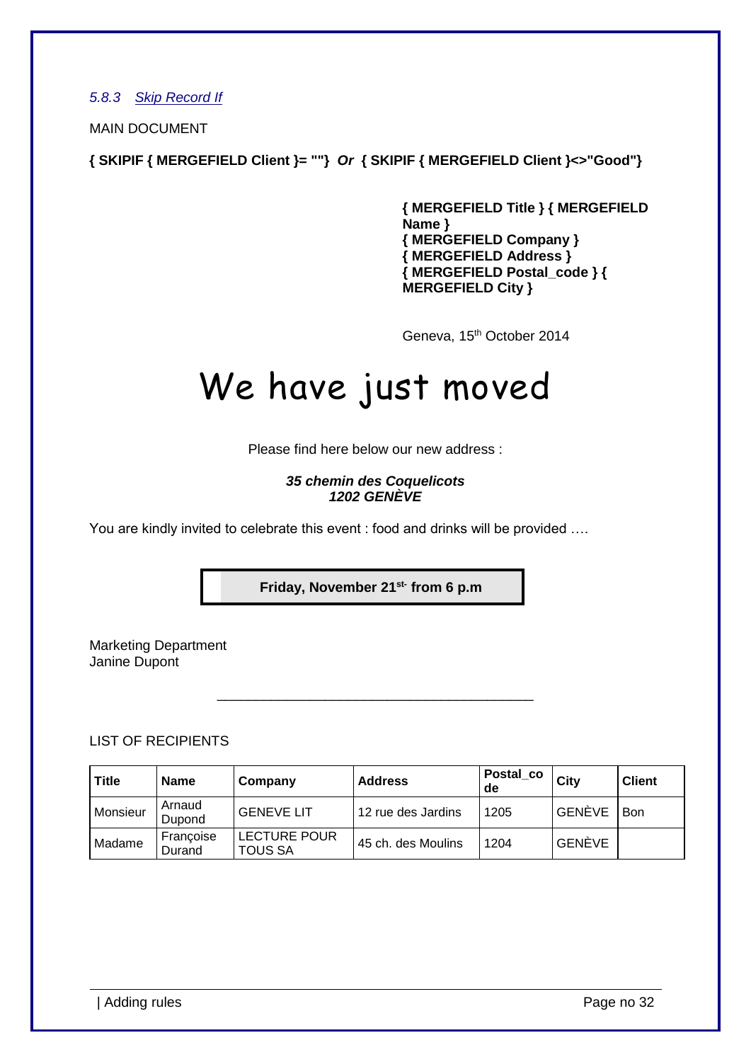### *5.8.3 Skip Record If*

MAIN DOCUMENT

**{ SKIPIF { MERGEFIELD Client }= ""}** ***Or*** **{ SKIPIF { MERGEFIELD Client }<>"Good"}**

**{ MERGEFIELD Title } { MERGEFIELD Name }**
**{ MERGEFIELD Company }**
**{ MERGEFIELD Address }**
**{ MERGEFIELD Postal_code } { MERGEFIELD City }**

Geneva, 15th October 2014

# We have just moved

Please find here below our new address :

***35 chemin des Coquelicots***
***1202 GENÈVE***

You are kindly invited to celebrate this event : food and drinks will be provided ….

**Friday, November 21st- from 6 p.m**

Marketing Department
Janine Dupont

LIST OF RECIPIENTS

| Title | Name | Company | Address | Postal_code | City | Client |
|---|---|---|---|---|---|---|
| Monsieur | Arnaud Dupond | GENEVE LIT | 12 rue des Jardins | 1205 | GENÈVE | Bon |
| Madame | Françoise Durand | LECTURE POUR TOUS SA | 45 ch. des Moulins | 1204 | GENÈVE | |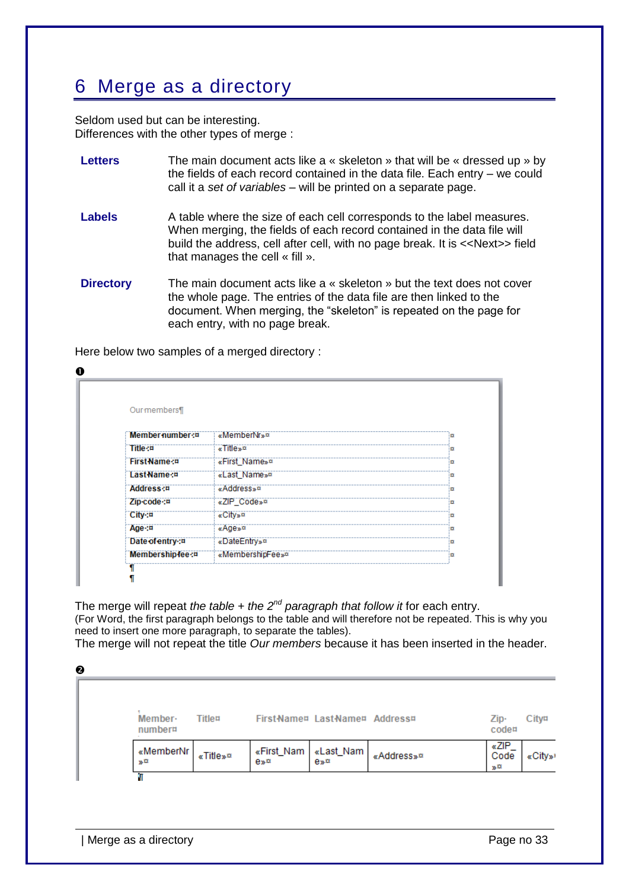# 6 Merge as a directory

Seldom used but can be interesting.
Differences with the other types of merge :

**Letters** The main document acts like a « skeleton » that will be « dressed up » by the fields of each record contained in the data file. Each entry – we could call it a *set of variables* – will be printed on a separate page.

**Labels** A table where the size of each cell corresponds to the label measures. When merging, the fields of each record contained in the data file will build the address, cell after cell, with no page break. It is <<Next>> field that manages the cell « fill ».

**Directory** The main document acts like a « skeleton » but the text does not cover the whole page. The entries of the data file are then linked to the document. When merging, the "skeleton" is repeated on the page for each entry, with no page break.

Here below two samples of a merged directory :

❶

Our members¶

| Member number :¤ | «MemberNr»¤ |
|---|---|
| Title :¤ | «Title»¤ |
| First Name :¤ | «First_Name»¤ |
| Last Name :¤ | «Last_Name»¤ |
| Address :¤ | «Address»¤ |
| Zip code :¤ | «ZIP_Code»¤ |
| City :¤ | «City»¤ |
| Age :¤ | «Age»¤ |
| Date of entry :¤ | «DateEntry»¤ |
| Membership fee :¤ | «MembershipFee»¤ |

¶
¶

The merge will repeat *the table + the 2nd paragraph that follow it* for each entry.
(For Word, the first paragraph belongs to the table and will therefore not be repeated. This is why you need to insert one more paragraph, to separate the tables).
The merge will not repeat the title *Our members* because it has been inserted in the header.

❷

| Member number¤ | Title¤ | First Name¤ | Last Name¤ | Address¤ | Zip code¤ | City¤ |
|---|---|---|---|---|---|---|
| «MemberNr»¤ | «Title»¤ | «First_Name»¤ | «Last_Name»¤ | «Address»¤ | «ZIP_Code»¤ | «City»¤ |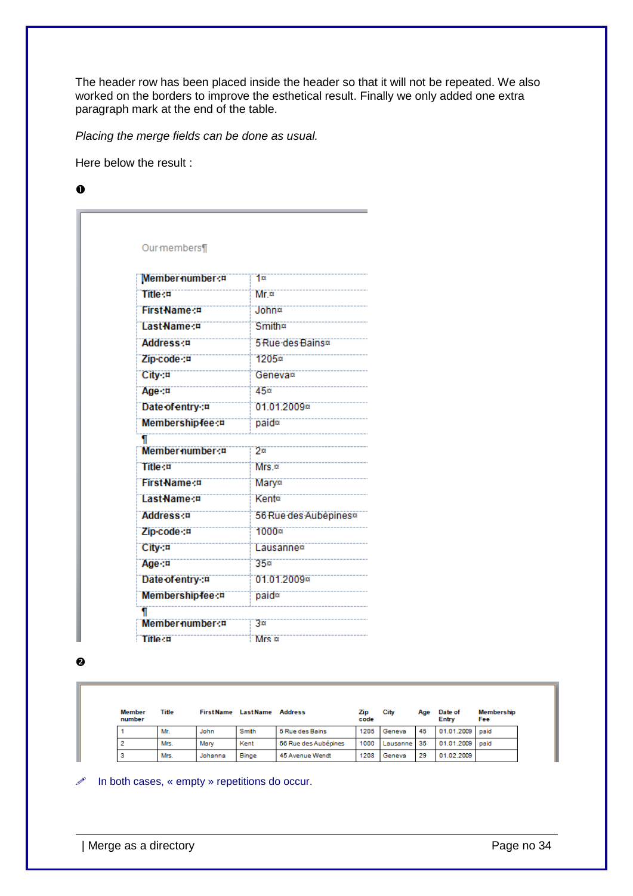The header row has been placed inside the header so that it will not be repeated. We also worked on the borders to improve the esthetical result. Finally we only added one extra paragraph mark at the end of the table.

*Placing the merge fields can be done as usual.*

Here below the result :

❶

Our members¶

| Member number :¤ | 1¤ |
|---|---|
| Title :¤ | Mr.¤ |
| FirstName :¤ | John¤ |
| LastName :¤ | Smith¤ |
| Address :¤ | 5 Rue des Bains¤ |
| Zip code :¤ | 1205¤ |
| City :¤ | Geneva¤ |
| Age :¤ | 45¤ |
| Date of entry :¤ | 01.01.2009¤ |
| Membership fee :¤ | paid¤ |

¶

| Member number :¤ | 2¤ |
|---|---|
| Title :¤ | Mrs.¤ |
| FirstName :¤ | Mary¤ |
| LastName :¤ | Kent¤ |
| Address :¤ | 56 Rue des Aubépines¤ |
| Zip code :¤ | 1000¤ |
| City :¤ | Lausanne¤ |
| Age :¤ | 35¤ |
| Date of entry :¤ | 01.01.2009¤ |
| Membership fee :¤ | paid¤ |

¶

| Member number :¤ | 3¤ |
|---|---|
| Title :¤ | Mrs.¤ |

❷

| Member number | Title | FirstName | LastName | Address | Zip code | City | Age | Date of Entry | Membership Fee |
|---|---|---|---|---|---|---|---|---|---|
| 1 | Mr. | John | Smith | 5 Rue des Bains | 1205 | Geneva | 45 | 01.01.2009 | paid |
| 2 | Mrs. | Mary | Kent | 56 Rue des Aubépines | 1000 | Lausanne | 35 | 01.01.2009 | paid |
| 3 | Mrs. | Johanna | Binge | 45 Avenue Wendt | 1208 | Geneva | 29 | 01.02.2009 | |

✐ In both cases, « empty » repetitions do occur.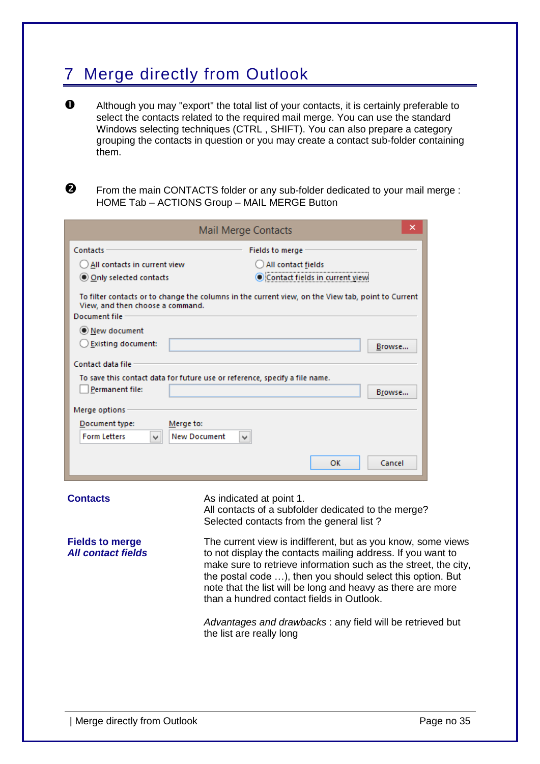# 7 Merge directly from Outlook

❶ Although you may "export" the total list of your contacts, it is certainly preferable to select the contacts related to the required mail merge. You can use the standard Windows selecting techniques (CTRL , SHIFT). You can also prepare a category grouping the contacts in question or you may create a contact sub-folder containing them.

❷ From the main CONTACTS folder or any sub-folder dedicated to your mail merge : HOME Tab – ACTIONS Group – MAIL MERGE Button

Mail Merge Contacts

Contacts
- All contacts in current view
- Only selected contacts

Fields to merge
- All contact fields
- Contact fields in current view

To filter contacts or to change the columns in the current view, on the View tab, point to Current View, and then choose a command.

Document file
- New document
- Existing document: [Browse...]

Contact data file

To save this contact data for future use or reference, specify a file name.
- Permanent file: [Browse...]

Merge options

Document type: Form Letters — Merge to: New Document

[OK] [Cancel]

**Contacts**

As indicated at point 1.
All contacts of a subfolder dedicated to the merge?
Selected contacts from the general list ?

**Fields to merge**
***All contact fields***

The current view is indifferent, but as you know, some views to not display the contacts mailing address. If you want to make sure to retrieve information such as the street, the city, the postal code …), then you should select this option. But note that the list will be long and heavy as there are more than a hundred contact fields in Outlook.

*Advantages and drawbacks* : any field will be retrieved but the list are really long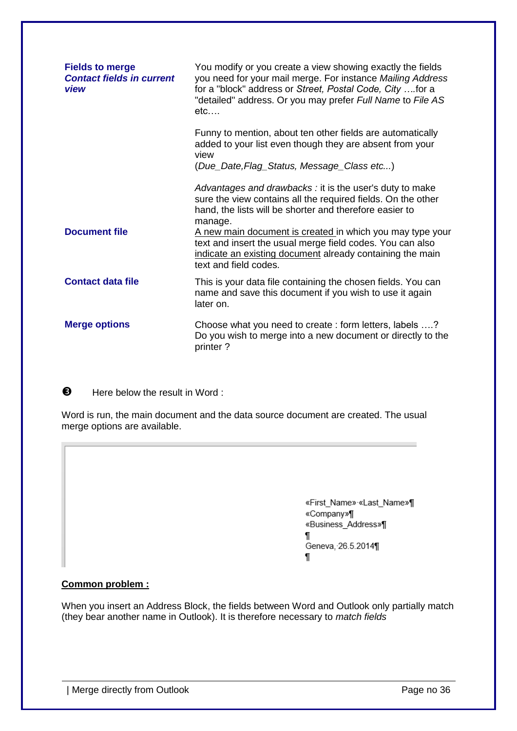| | |
|---|---|
| **Fields to merge** ***Contact fields in current view*** | You modify or you create a view showing exactly the fields you need for your mail merge. For instance *Mailing Address* for a "block" address or *Street, Postal Code, City* ….for a "detailed" address. Or you may prefer *Full Name* to *File AS* etc….<br><br>Funny to mention, about ten other fields are automatically added to your list even though they are absent from your view (*Due_Date,Flag_Status, Message_Class etc...*)<br><br>*Advantages and drawbacks :* it is the user's duty to make sure the view contains all the required fields. On the other hand, the lists will be shorter and therefore easier to manage. |
| **Document file** | A new main document is created in which you may type your text and insert the usual merge field codes. You can also indicate an existing document already containing the main text and field codes. |
| **Contact data file** | This is your data file containing the chosen fields. You can name and save this document if you wish to use it again later on. |
| **Merge options** | Choose what you need to create : form letters, labels ….? Do you wish to merge into a new document or directly to the printer ? |

❸ Here below the result in Word :

Word is run, the main document and the data source document are created. The usual merge options are available.

«First_Name» «Last_Name»¶
«Company»¶
«Business_Address»¶
¶
Geneva, 26.5.2014¶
¶

**Common problem :**

When you insert an Address Block, the fields between Word and Outlook only partially match (they bear another name in Outlook). It is therefore necessary to *match fields*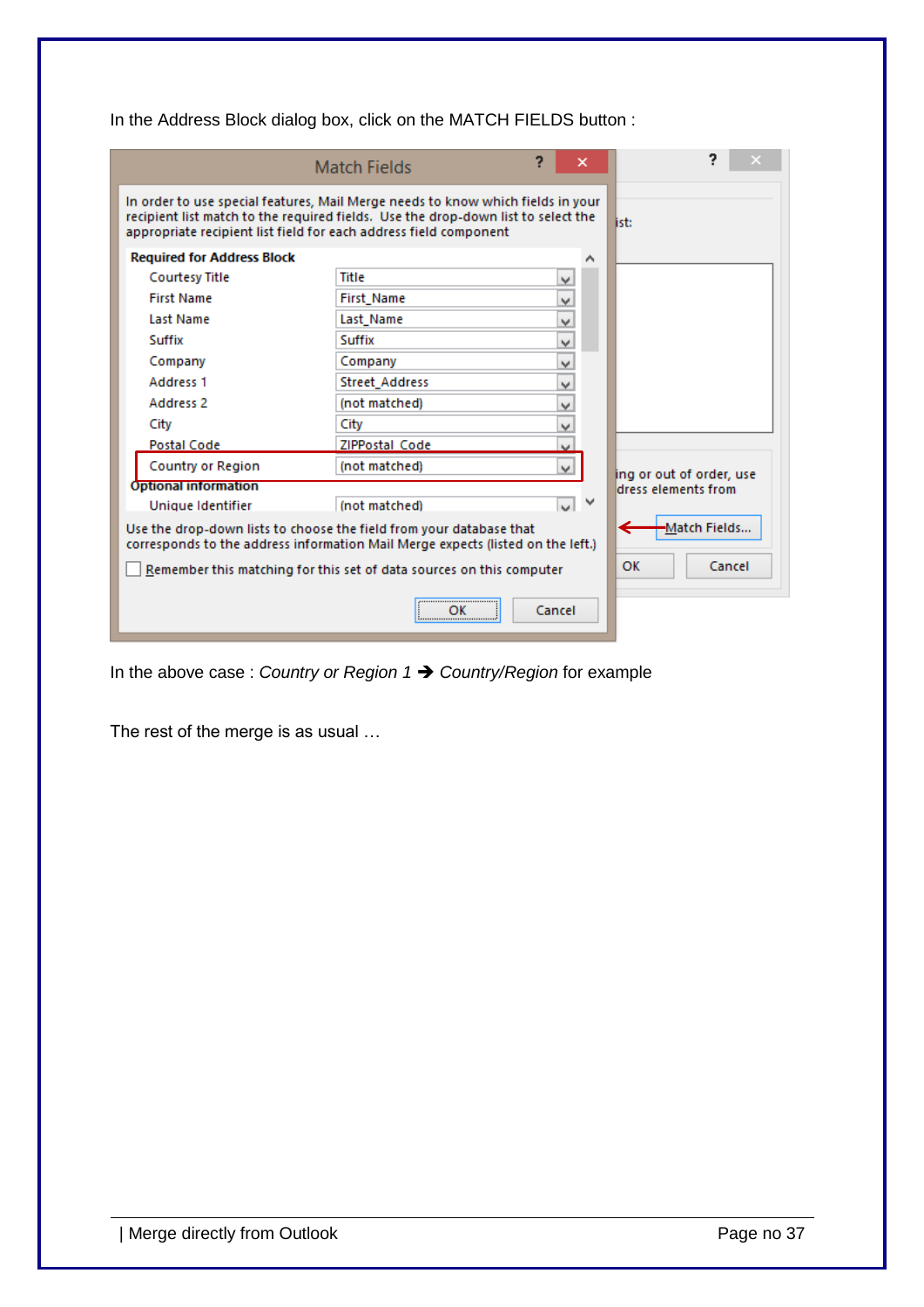In the Address Block dialog box, click on the MATCH FIELDS button :

In the above case : *Country or Region 1* ➔ *Country/Region* for example

The rest of the merge is as usual …